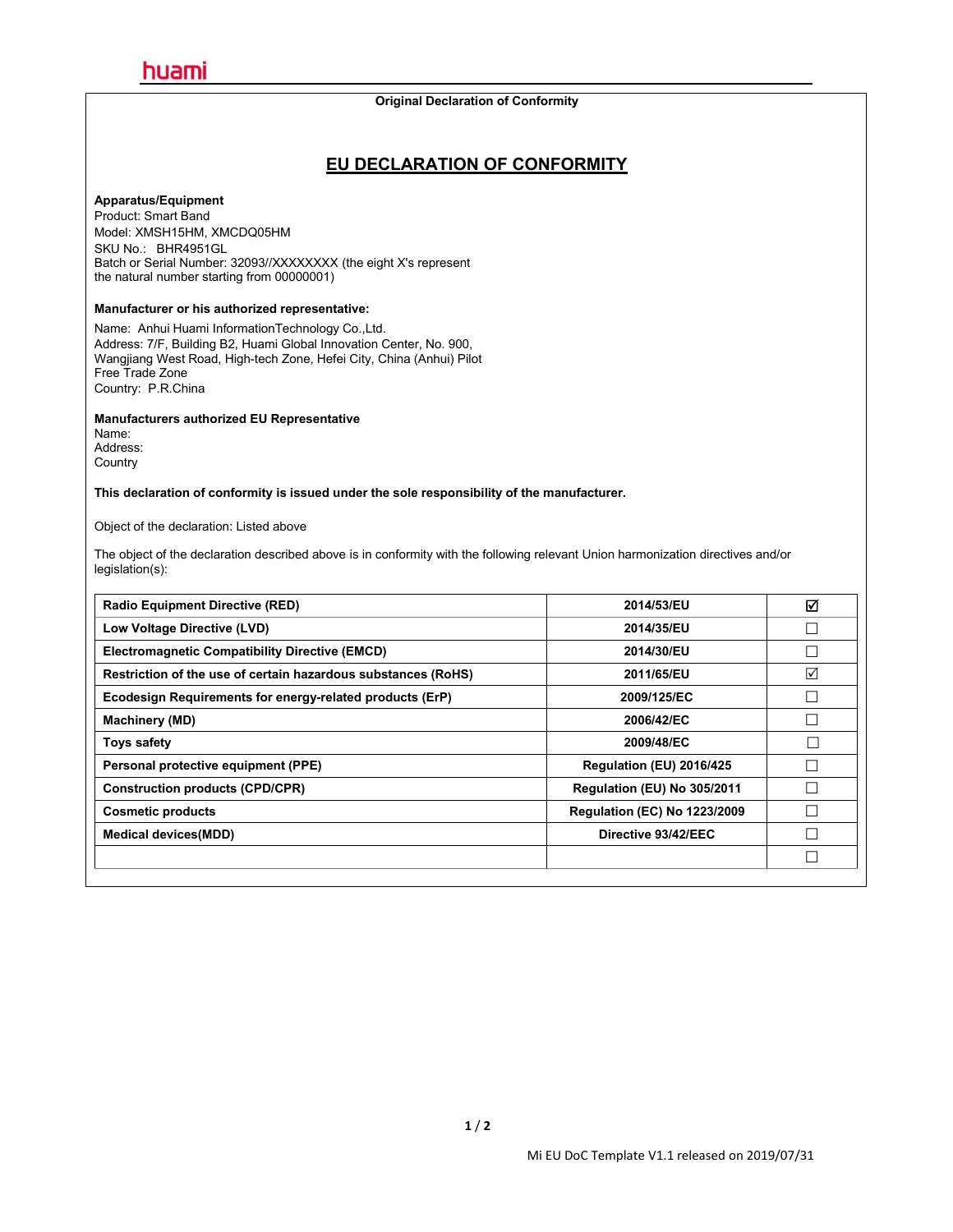huami

Original Declaration of Conformity

# EU DECLARATION OF CONFORMITY

**Apparatus/Equipment**
Product: Smart Band
Model: XMSH15HM, XMCDQ05HM
SKU No.: BHR4951GL
Batch or Serial Number: 32093//XXXXXXXX (the eight X's represent the natural number starting from 00000001)

**Manufacturer or his authorized representative:**

Name: Anhui Huami InformationTechnology Co.,Ltd.
Address: 7/F, Building B2, Huami Global Innovation Center, No. 900, Wangjiang West Road, High-tech Zone, Hefei City, China (Anhui) Pilot Free Trade Zone
Country: P.R.China

**Manufacturers authorized EU Representative**
Name:
Address:
Country

**This declaration of conformity is issued under the sole responsibility of the manufacturer.**

Object of the declaration: Listed above

The object of the declaration described above is in conformity with the following relevant Union harmonization directives and/or legislation(s):

| Radio Equipment Directive (RED) | 2014/53/EU | ☑ |
|---|---|---|
| Low Voltage Directive (LVD) | 2014/35/EU | ☐ |
| Electromagnetic Compatibility Directive (EMCD) | 2014/30/EU | ☐ |
| Restriction of the use of certain hazardous substances (RoHS) | 2011/65/EU | ☑ |
| Ecodesign Requirements for energy-related products (ErP) | 2009/125/EC | ☐ |
| Machinery (MD) | 2006/42/EC | ☐ |
| Toys safety | 2009/48/EC | ☐ |
| Personal protective equipment (PPE) | Regulation (EU) 2016/425 | ☐ |
| Construction products (CPD/CPR) | Regulation (EU) No 305/2011 | ☐ |
| Cosmetic products | Regulation (EC) No 1223/2009 | ☐ |
| Medical devices(MDD) | Directive 93/42/EEC | ☐ |
| | | ☐ |

Mi EU DoC Template V1.1 released on 2019/07/31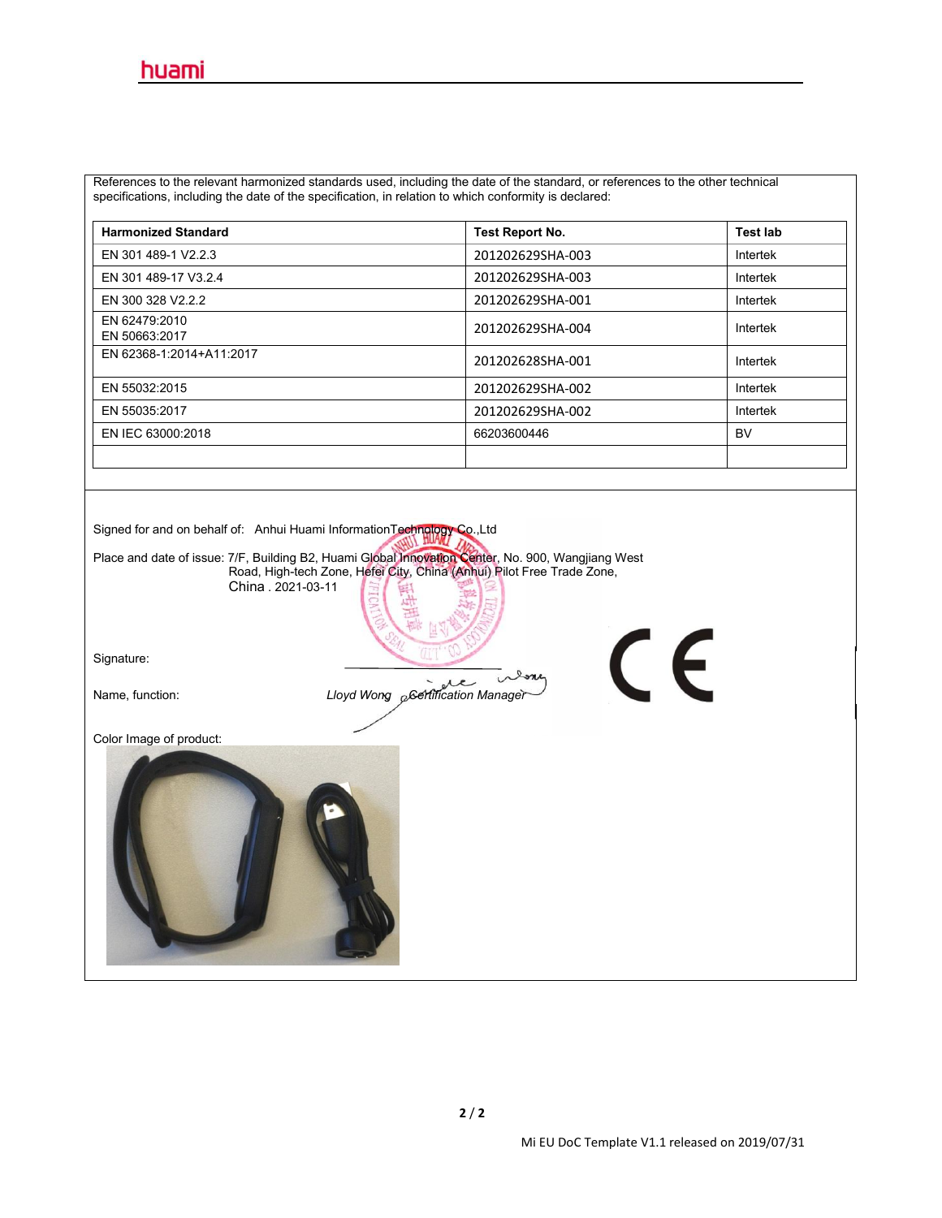References to the relevant harmonized standards used, including the date of the standard, or references to the other technical specifications, including the date of the specification, in relation to which conformity is declared:

| Harmonized Standard | Test Report No. | Test lab |
|---|---|---|
| EN 301 489-1 V2.2.3 | 201202629SHA-003 | Intertek |
| EN 301 489-17 V3.2.4 | 201202629SHA-003 | Intertek |
| EN 300 328 V2.2.2 | 201202629SHA-001 | Intertek |
| EN 62479:2010<br>EN 50663:2017 | 201202629SHA-004 | Intertek |
| EN 62368-1:2014+A11:2017 | 201202628SHA-001 | Intertek |
| EN 55032:2015 | 201202629SHA-002 | Intertek |
| EN 55035:2017 | 201202629SHA-002 | Intertek |
| EN IEC 63000:2018 | 66203600446 | BV |
| | | |

Signed for and on behalf of: Anhui Huami InformationTechnology Co.,Ltd

Place and date of issue: 7/F, Building B2, Huami Global Innovation Center, No. 900, Wangjiang West Road, High-tech Zone, Hefei City, China (Anhui) Pilot Free Trade Zone, China . 2021-03-11

Signature:

Name, function: *Lloyd Wong Certification Manager*

Color Image of product:

Mi EU DoC Template V1.1 released on 2019/07/31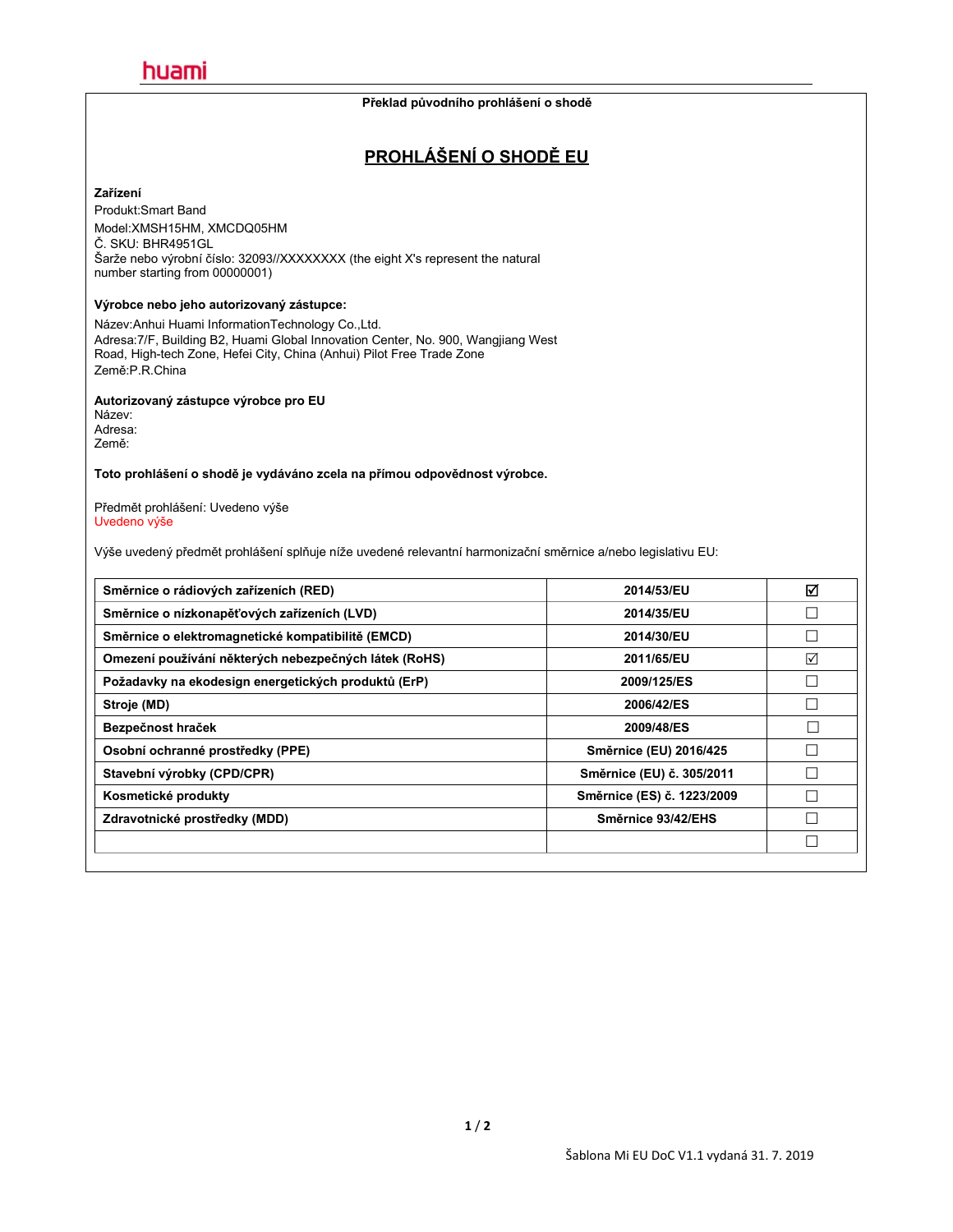huami

**Překlad původního prohlášení o shodě**

# PROHLÁŠENÍ O SHODĚ EU

**Zařízení**

Produkt:Smart Band
Model:XMSH15HM, XMCDQ05HM
Č. SKU: BHR4951GL
Šarže nebo výrobní číslo: 32093//XXXXXXXX (the eight X's represent the natural number starting from 00000001)

**Výrobce nebo jeho autorizovaný zástupce:**

Název:Anhui Huami InformationTechnology Co.,Ltd.
Adresa:7/F, Building B2, Huami Global Innovation Center, No. 900, Wangjiang West Road, High-tech Zone, Hefei City, China (Anhui) Pilot Free Trade Zone
Země:P.R.China

**Autorizovaný zástupce výrobce pro EU**
Název:
Adresa:
Země:

**Toto prohlášení o shodě je vydáváno zcela na přímou odpovědnost výrobce.**

Předmět prohlášení: Uvedeno výše
Uvedeno výše

Výše uvedený předmět prohlášení splňuje níže uvedené relevantní harmonizační směrnice a/nebo legislativu EU:

| | | |
|---|---|---|
| **Směrnice o rádiových zařízeních (RED)** | **2014/53/EU** | ☑ |
| **Směrnice o nízkonapěťových zařízeních (LVD)** | **2014/35/EU** | ☐ |
| **Směrnice o elektromagnetické kompatibilitě (EMCD)** | **2014/30/EU** | ☐ |
| **Omezení používání některých nebezpečných látek (RoHS)** | **2011/65/EU** | ☑ |
| **Požadavky na ekodesign energetických produktů (ErP)** | **2009/125/ES** | ☐ |
| **Stroje (MD)** | **2006/42/ES** | ☐ |
| **Bezpečnost hraček** | **2009/48/ES** | ☐ |
| **Osobní ochranné prostředky (PPE)** | **Směrnice (EU) 2016/425** | ☐ |
| **Stavební výrobky (CPD/CPR)** | **Směrnice (EU) č. 305/2011** | ☐ |
| **Kosmetické produkty** | **Směrnice (ES) č. 1223/2009** | ☐ |
| **Zdravotnické prostředky (MDD)** | **Směrnice 93/42/EHS** | ☐ |
| | | ☐ |

Šablona Mi EU DoC V1.1 vydaná 31. 7. 2019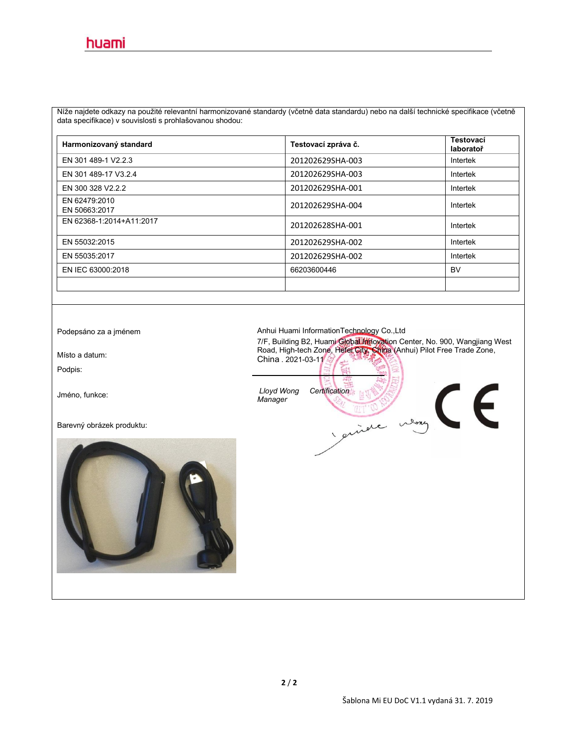Níže najdete odkazy na použité relevantní harmonizované standardy (včetně data standardu) nebo na další technické specifikace (včetně data specifikace) v souvislosti s prohlašovanou shodou:

| Harmonizovaný standard | Testovací zpráva č. | Testovací laboratoř |
|---|---|---|
| EN 301 489-1 V2.2.3 | 201202629SHA-003 | Intertek |
| EN 301 489-17 V3.2.4 | 201202629SHA-003 | Intertek |
| EN 300 328 V2.2.2 | 201202629SHA-001 | Intertek |
| EN 62479:2010<br>EN 50663:2017 | 201202629SHA-004 | Intertek |
| EN 62368-1:2014+A11:2017 | 201202628SHA-001 | Intertek |
| EN 55032:2015 | 201202629SHA-002 | Intertek |
| EN 55035:2017 | 201202629SHA-002 | Intertek |
| EN IEC 63000:2018 | 66203600446 | BV |
| | | |

Podepsáno za a jménem: Anhui Huami InformationTechnology Co.,Ltd

Místo a datum: 7/F, Building B2, Huami Global Innovation Center, No. 900, Wangjiang West Road, High-tech Zone, Hefei City, China (Anhui) Pilot Free Trade Zone, China . 2021-03-11

Podpis:

Jméno, funkce: *Lloyd Wong Certification Manager*

Barevný obrázek produktu:

Šablona Mi EU DoC V1.1 vydaná 31. 7. 2019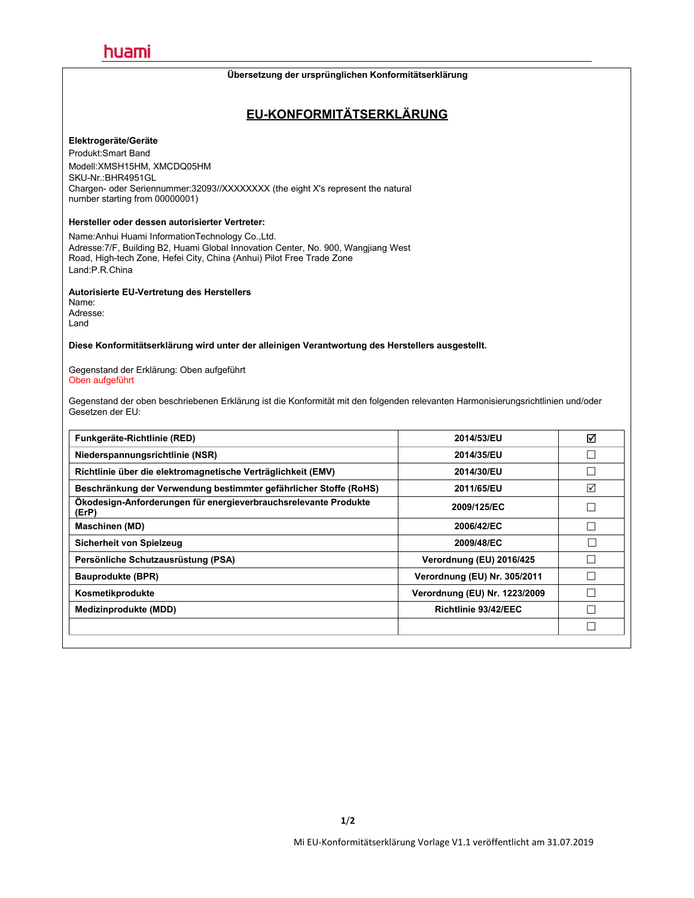huami

**Übersetzung der ursprünglichen Konformitätserklärung**

# EU-KONFORMITÄTSERKLÄRUNG

**Elektrogeräte/Geräte**

Produkt:Smart Band
Modell:XMSH15HM, XMCDQ05HM
SKU-Nr.:BHR4951GL
Chargen- oder Seriennummer:32093//XXXXXXXX (the eight X's represent the natural number starting from 00000001)

**Hersteller oder dessen autorisierter Vertreter:**

Name:Anhui Huami InformationTechnology Co.,Ltd.
Adresse:7/F, Building B2, Huami Global Innovation Center, No. 900, Wangjiang West Road, High-tech Zone, Hefei City, China (Anhui) Pilot Free Trade Zone
Land:P.R.China

**Autorisierte EU-Vertretung des Herstellers**

Name:
Adresse:
Land

**Diese Konformitätserklärung wird unter der alleinigen Verantwortung des Herstellers ausgestellt.**

Gegenstand der Erklärung: Oben aufgeführt
Oben aufgeführt

Gegenstand der oben beschriebenen Erklärung ist die Konformität mit den folgenden relevanten Harmonisierungsrichtlinien und/oder Gesetzen der EU:

| | | |
|---|---|---|
| **Funkgeräte-Richtlinie (RED)** | **2014/53/EU** | ☑ |
| **Niederspannungsrichtlinie (NSR)** | **2014/35/EU** | ☐ |
| **Richtlinie über die elektromagnetische Verträglichkeit (EMV)** | **2014/30/EU** | ☐ |
| **Beschränkung der Verwendung bestimmter gefährlicher Stoffe (RoHS)** | **2011/65/EU** | ☑ |
| **Ökodesign-Anforderungen für energieverbrauchsrelevante Produkte (ErP)** | **2009/125/EC** | ☐ |
| **Maschinen (MD)** | **2006/42/EC** | ☐ |
| **Sicherheit von Spielzeug** | **2009/48/EC** | ☐ |
| **Persönliche Schutzausrüstung (PSA)** | **Verordnung (EU) 2016/425** | ☐ |
| **Bauprodukte (BPR)** | **Verordnung (EU) Nr. 305/2011** | ☐ |
| **Kosmetikprodukte** | **Verordnung (EU) Nr. 1223/2009** | ☐ |
| **Medizinprodukte (MDD)** | **Richtlinie 93/42/EEC** | ☐ |
| | | ☐ |

Mi EU-Konformitätserklärung Vorlage V1.1 veröffentlicht am 31.07.2019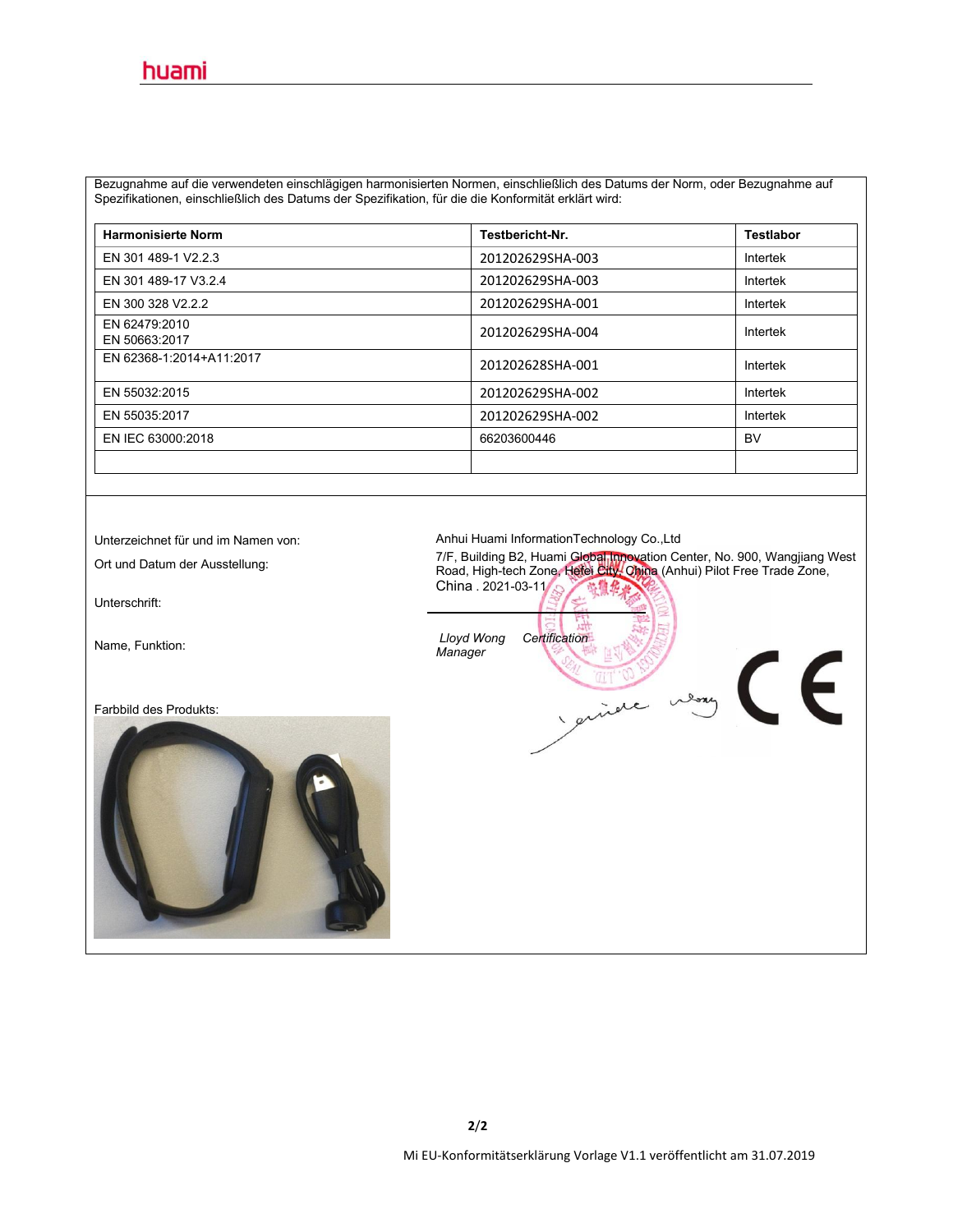Bezugnahme auf die verwendeten einschlägigen harmonisierten Normen, einschließlich des Datums der Norm, oder Bezugnahme auf Spezifikationen, einschließlich des Datums der Spezifikation, für die die Konformität erklärt wird:

| Harmonisierte Norm | Testbericht-Nr. | Testlabor |
|---|---|---|
| EN 301 489-1 V2.2.3 | 201202629SHA-003 | Intertek |
| EN 301 489-17 V3.2.4 | 201202629SHA-003 | Intertek |
| EN 300 328 V2.2.2 | 201202629SHA-001 | Intertek |
| EN 62479:2010<br>EN 50663:2017 | 201202629SHA-004 | Intertek |
| EN 62368-1:2014+A11:2017 | 201202628SHA-001 | Intertek |
| EN 55032:2015 | 201202629SHA-002 | Intertek |
| EN 55035:2017 | 201202629SHA-002 | Intertek |
| EN IEC 63000:2018 | 66203600446 | BV |
| | | |

Unterzeichnet für und im Namen von: Anhui Huami InformationTechnology Co.,Ltd

Ort und Datum der Ausstellung: 7/F, Building B2, Huami Global Innovation Center, No. 900, Wangjiang West Road, High-tech Zone, Hefei City, China (Anhui) Pilot Free Trade Zone, China . 2021-03-11

Unterschrift:

Name, Funktion: *Lloyd Wong Certification Manager*

Farbbild des Produkts:

Mi EU-Konformitätserklärung Vorlage V1.1 veröffentlicht am 31.07.2019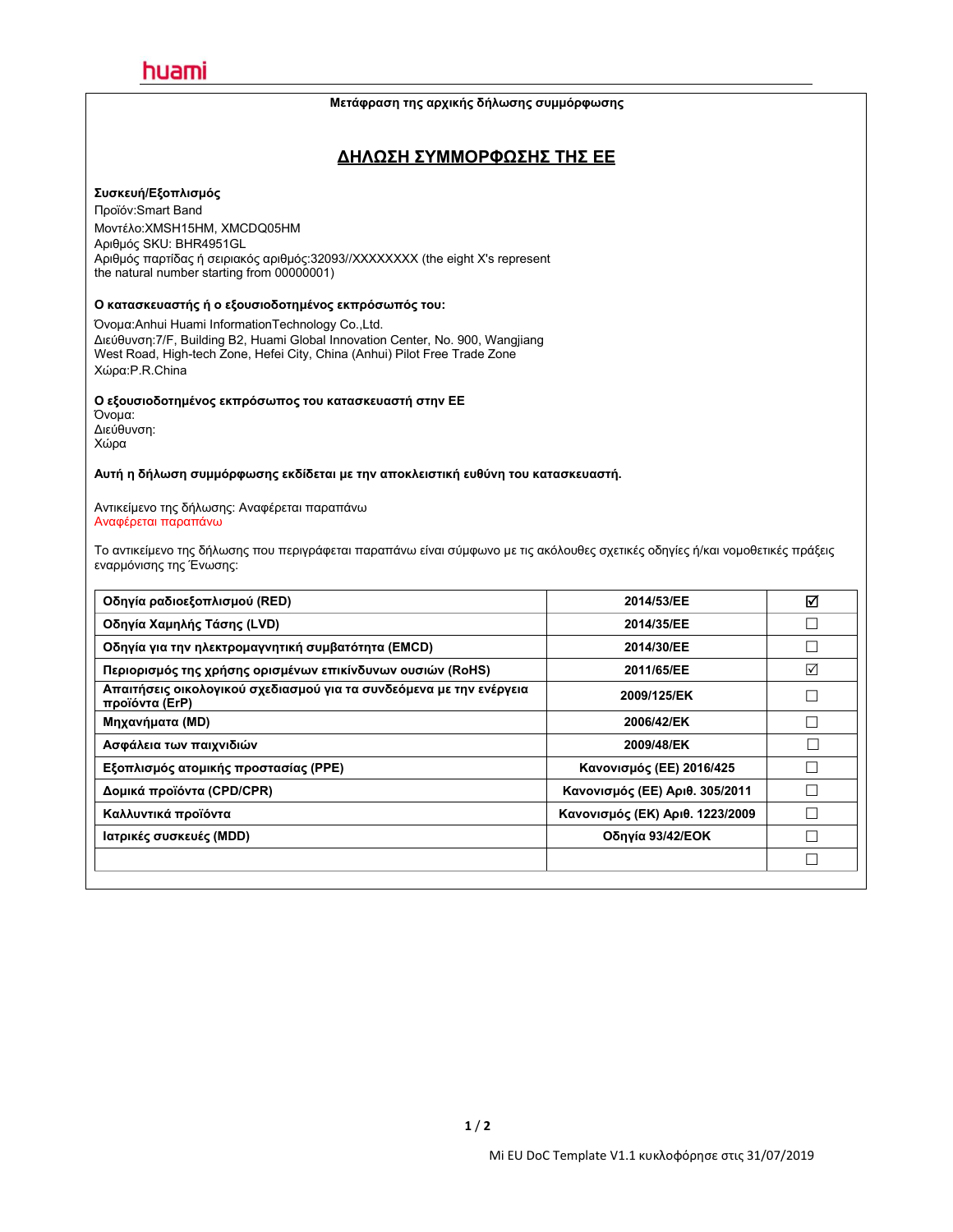huami

**Μετάφραση της αρχικής δήλωσης συμμόρφωσης**

# ΔΗΛΩΣΗ ΣΥΜΜΟΡΦΩΣΗΣ ΤΗΣ ΕΕ

**Συσκευή/Εξοπλισμός**

Προϊόν:Smart Band
Μοντέλο:XMSH15HM, XMCDQ05HM
Αριθμός SKU: BHR4951GL
Αριθμός παρτίδας ή σειριακός αριθμός:32093//XXXXXXXX (the eight X's represent the natural number starting from 00000001)

**Ο κατασκευαστής ή ο εξουσιοδοτημένος εκπρόσωπός του:**

Όνομα:Anhui Huami InformationTechnology Co.,Ltd.
Διεύθυνση:7/F, Building B2, Huami Global Innovation Center, No. 900, Wangjiang West Road, High-tech Zone, Hefei City, China (Anhui) Pilot Free Trade Zone
Χώρα:P.R.China

**Ο εξουσιοδοτημένος εκπρόσωπος του κατασκευαστή στην ΕΕ**
Όνομα:
Διεύθυνση:
Χώρα

**Αυτή η δήλωση συμμόρφωσης εκδίδεται με την αποκλειστική ευθύνη του κατασκευαστή.**

Αντικείμενο της δήλωσης: Αναφέρεται παραπάνω
Αναφέρεται παραπάνω

Το αντικείμενο της δήλωσης που περιγράφεται παραπάνω είναι σύμφωνο με τις ακόλουθες σχετικές οδηγίες ή/και νομοθετικές πράξεις εναρμόνισης της Ένωσης:

| | | |
|---|---|---|
| **Οδηγία ραδιοεξοπλισμού (RED)** | **2014/53/EE** | ☑ |
| **Οδηγία Χαμηλής Τάσης (LVD)** | **2014/35/EE** | ☐ |
| **Οδηγία για την ηλεκτρομαγνητική συμβατότητα (EMCD)** | **2014/30/EE** | ☐ |
| **Περιορισμός της χρήσης ορισμένων επικίνδυνων ουσιών (RoHS)** | **2011/65/EE** | ☑ |
| **Απαιτήσεις οικολογικού σχεδιασμού για τα συνδεόμενα με την ενέργεια προϊόντα (ErP)** | **2009/125/EK** | ☐ |
| **Μηχανήματα (MD)** | **2006/42/EK** | ☐ |
| **Ασφάλεια των παιχνιδιών** | **2009/48/EK** | ☐ |
| **Εξοπλισμός ατομικής προστασίας (PPE)** | **Κανονισμός (ΕΕ) 2016/425** | ☐ |
| **Δομικά προϊόντα (CPD/CPR)** | **Κανονισμός (ΕΕ) Αριθ. 305/2011** | ☐ |
| **Καλλυντικά προϊόντα** | **Κανονισμός (ΕΚ) Αριθ. 1223/2009** | ☐ |
| **Ιατρικές συσκευές (MDD)** | **Οδηγία 93/42/ΕΟΚ** | ☐ |
| | | ☐ |

Mi EU DoC Template V1.1 κυκλοφόρησε στις 31/07/2019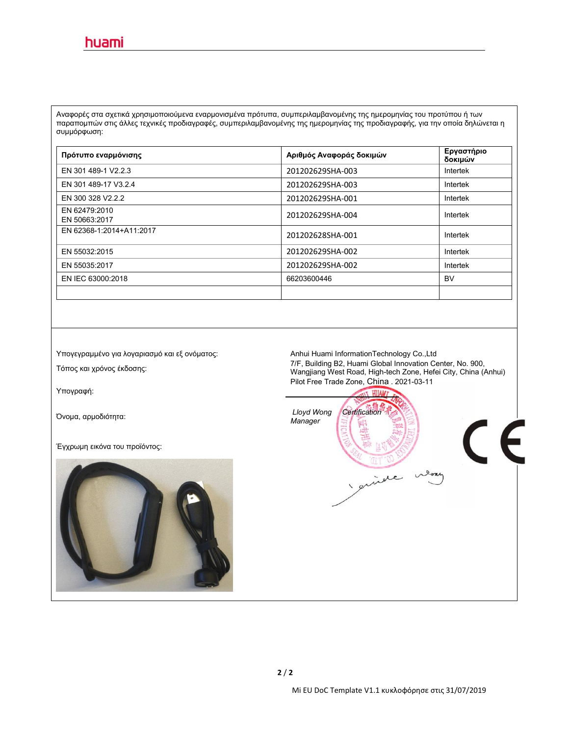huami

Αναφορές στα σχετικά χρησιμοποιούμενα εναρμονισμένα πρότυπα, συμπεριλαμβανομένης της ημερομηνίας του προτύπου ή των παραπομπών στις άλλες τεχνικές προδιαγραφές, συμπεριλαμβανομένης της ημερομηνίας της προδιαγραφής, για την οποία δηλώνεται η συμμόρφωση:

| **Πρότυπο εναρμόνισης** | **Αριθμός Αναφοράς δοκιμών** | **Εργαστήριο δοκιμών** |
|---|---|---|
| EN 301 489-1 V2.2.3 | 201202629SHA-003 | Intertek |
| EN 301 489-17 V3.2.4 | 201202629SHA-003 | Intertek |
| EN 300 328 V2.2.2 | 201202629SHA-001 | Intertek |
| EN 62479:2010<br>EN 50663:2017 | 201202629SHA-004 | Intertek |
| EN 62368-1:2014+A11:2017 | 201202628SHA-001 | Intertek |
| EN 55032:2015 | 201202629SHA-002 | Intertek |
| EN 55035:2017 | 201202629SHA-002 | Intertek |
| EN IEC 63000:2018 | 66203600446 | BV |
| | | |

Υπογεγραμμένο για λογαριασμό και εξ ονόματος: Anhui Huami InformationTechnology Co.,Ltd

Τόπος και χρόνος έκδοσης: 7/F, Building B2, Huami Global Innovation Center, No. 900, Wangjiang West Road, High-tech Zone, Hefei City, China (Anhui) Pilot Free Trade Zone, China . 2021-03-11

Υπογραφή:

Όνομα, αρμοδιότητα: *Lloyd Wong Certification Manager*

Έγχρωμη εικόνα του προϊόντος:

Mi EU DoC Template V1.1 κυκλοφόρησε στις 31/07/2019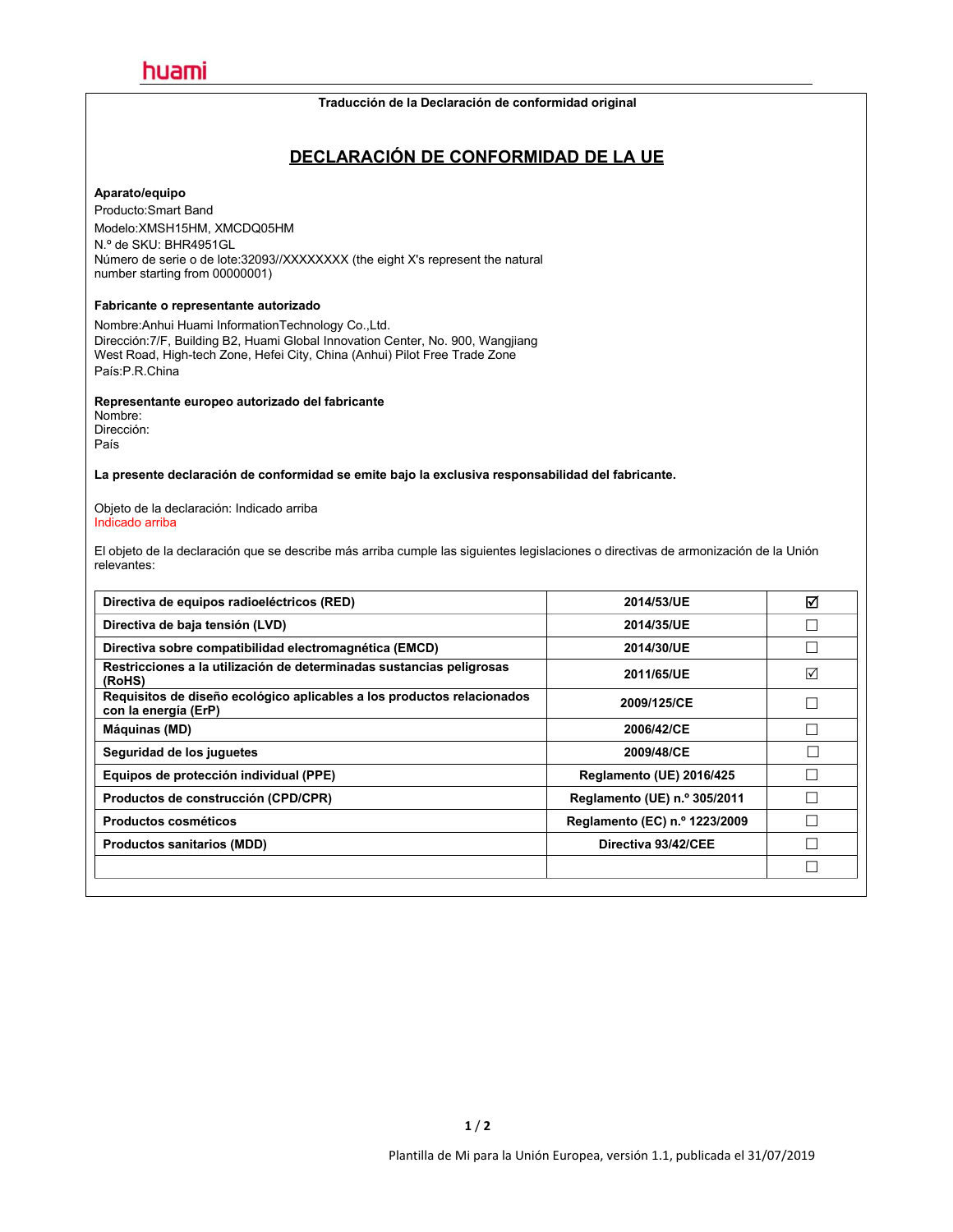huami

**Traducción de la Declaración de conformidad original**

# DECLARACIÓN DE CONFORMIDAD DE LA UE

**Aparato/equipo**

Producto:Smart Band
Modelo:XMSH15HM, XMCDQ05HM
N.º de SKU: BHR4951GL
Número de serie o de lote:32093//XXXXXXXX (the eight X's represent the natural number starting from 00000001)

**Fabricante o representante autorizado**

Nombre:Anhui Huami InformationTechnology Co.,Ltd.
Dirección:7/F, Building B2, Huami Global Innovation Center, No. 900, Wangjiang West Road, High-tech Zone, Hefei City, China (Anhui) Pilot Free Trade Zone
País:P.R.China

**Representante europeo autorizado del fabricante**

Nombre:
Dirección:
País

**La presente declaración de conformidad se emite bajo la exclusiva responsabilidad del fabricante.**

Objeto de la declaración: Indicado arriba
Indicado arriba

El objeto de la declaración que se describe más arriba cumple las siguientes legislaciones o directivas de armonización de la Unión relevantes:

| | | |
|---|---|---|
| **Directiva de equipos radioeléctricos (RED)** | **2014/53/UE** | ☑ |
| **Directiva de baja tensión (LVD)** | **2014/35/UE** | ☐ |
| **Directiva sobre compatibilidad electromagnética (EMCD)** | **2014/30/UE** | ☐ |
| **Restricciones a la utilización de determinadas sustancias peligrosas (RoHS)** | **2011/65/UE** | ☑ |
| **Requisitos de diseño ecológico aplicables a los productos relacionados con la energía (ErP)** | **2009/125/CE** | ☐ |
| **Máquinas (MD)** | **2006/42/CE** | ☐ |
| **Seguridad de los juguetes** | **2009/48/CE** | ☐ |
| **Equipos de protección individual (PPE)** | **Reglamento (UE) 2016/425** | ☐ |
| **Productos de construcción (CPD/CPR)** | **Reglamento (UE) n.º 305/2011** | ☐ |
| **Productos cosméticos** | **Reglamento (EC) n.º 1223/2009** | ☐ |
| **Productos sanitarios (MDD)** | **Directiva 93/42/CEE** | ☐ |
| | | ☐ |

Plantilla de Mi para la Unión Europea, versión 1.1, publicada el 31/07/2019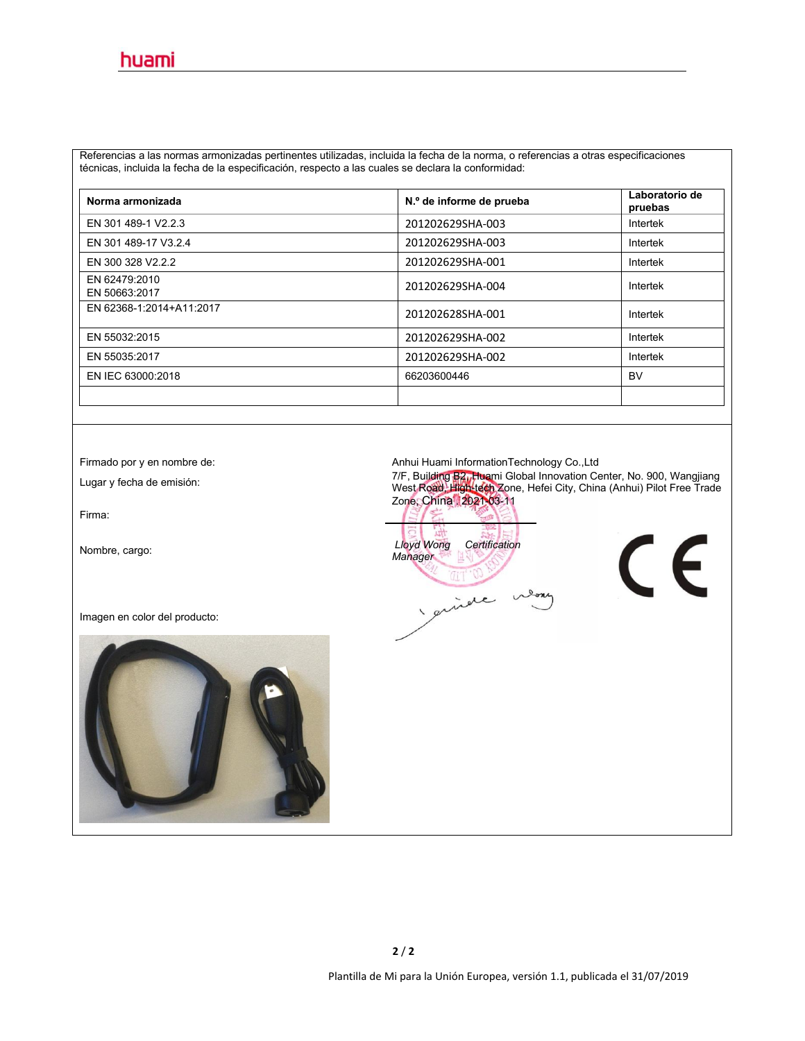Referencias a las normas armonizadas pertinentes utilizadas, incluida la fecha de la norma, o referencias a otras especificaciones técnicas, incluida la fecha de la especificación, respecto a las cuales se declara la conformidad:

| Norma armonizada | N.º de informe de prueba | Laboratorio de pruebas |
|---|---|---|
| EN 301 489-1 V2.2.3 | 201202629SHA-003 | Intertek |
| EN 301 489-17 V3.2.4 | 201202629SHA-003 | Intertek |
| EN 300 328 V2.2.2 | 201202629SHA-001 | Intertek |
| EN 62479:2010<br>EN 50663:2017 | 201202629SHA-004 | Intertek |
| EN 62368-1:2014+A11:2017 | 201202628SHA-001 | Intertek |
| EN 55032:2015 | 201202629SHA-002 | Intertek |
| EN 55035:2017 | 201202629SHA-002 | Intertek |
| EN IEC 63000:2018 | 66203600446 | BV |
| | | |

Firmado por y en nombre de: Anhui Huami InformationTechnology Co.,Ltd

Lugar y fecha de emisión: 7/F, Building B2, Huami Global Innovation Center, No. 900, Wangjiang West Road, High-tech Zone, Hefei City, China (Anhui) Pilot Free Trade Zone, China , 2021-03-11

Firma:

Nombre, cargo: *Lloyd Wong Certification Manager*

Imagen en color del producto:

CE

Plantilla de Mi para la Unión Europea, versión 1.1, publicada el 31/07/2019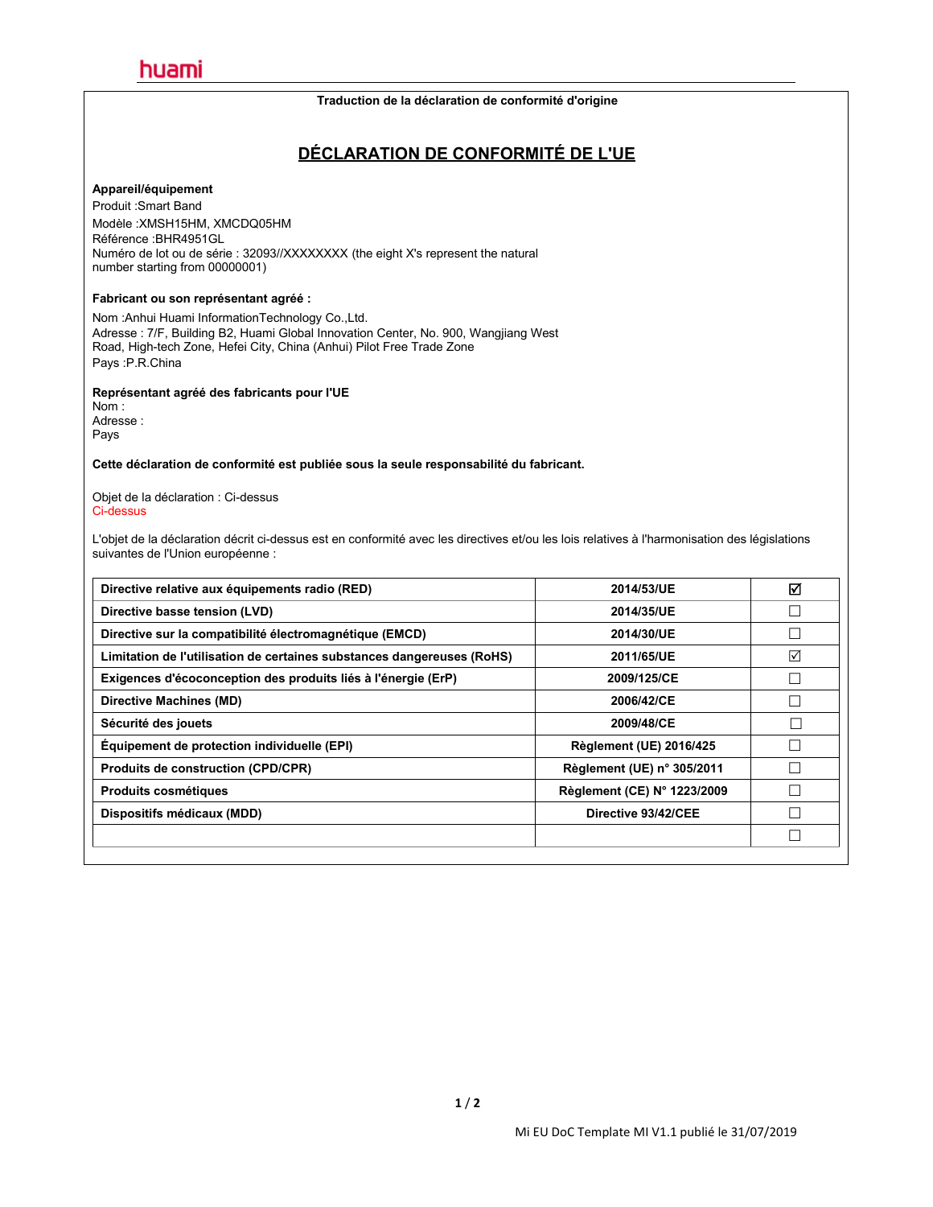huami

**Traduction de la déclaration de conformité d'origine**

# DÉCLARATION DE CONFORMITÉ DE L'UE

**Appareil/équipement**

Produit :Smart Band
Modèle :XMSH15HM, XMCDQ05HM
Référence :BHR4951GL
Numéro de lot ou de série : 32093//XXXXXXXX (the eight X's represent the natural number starting from 00000001)

**Fabricant ou son représentant agréé :**

Nom :Anhui Huami InformationTechnology Co.,Ltd.
Adresse : 7/F, Building B2, Huami Global Innovation Center, No. 900, Wangjiang West Road, High-tech Zone, Hefei City, China (Anhui) Pilot Free Trade Zone
Pays :P.R.China

**Représentant agréé des fabricants pour l'UE**
Nom :
Adresse :
Pays

**Cette déclaration de conformité est publiée sous la seule responsabilité du fabricant.**

Objet de la déclaration : Ci-dessus
Ci-dessus

L'objet de la déclaration décrit ci-dessus est en conformité avec les directives et/ou les lois relatives à l'harmonisation des législations suivantes de l'Union européenne :

| | | |
|---|---|---|
| **Directive relative aux équipements radio (RED)** | **2014/53/UE** | ☑ |
| **Directive basse tension (LVD)** | **2014/35/UE** | ☐ |
| **Directive sur la compatibilité électromagnétique (EMCD)** | **2014/30/UE** | ☐ |
| **Limitation de l'utilisation de certaines substances dangereuses (RoHS)** | **2011/65/UE** | ☑ |
| **Exigences d'écoconception des produits liés à l'énergie (ErP)** | **2009/125/CE** | ☐ |
| **Directive Machines (MD)** | **2006/42/CE** | ☐ |
| **Sécurité des jouets** | **2009/48/CE** | ☐ |
| **Équipement de protection individuelle (EPI)** | **Règlement (UE) 2016/425** | ☐ |
| **Produits de construction (CPD/CPR)** | **Règlement (UE) n° 305/2011** | ☐ |
| **Produits cosmétiques** | **Règlement (CE) N° 1223/2009** | ☐ |
| **Dispositifs médicaux (MDD)** | **Directive 93/42/CEE** | ☐ |
| | | ☐ |

Mi EU DoC Template MI V1.1 publié le 31/07/2019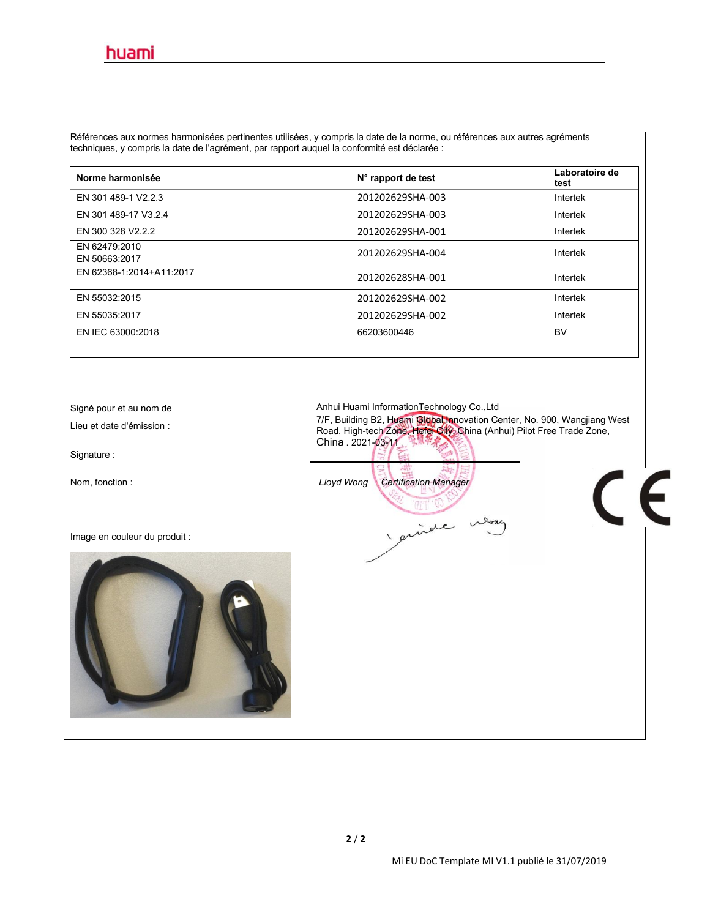Références aux normes harmonisées pertinentes utilisées, y compris la date de la norme, ou références aux autres agréments techniques, y compris la date de l'agrément, par rapport auquel la conformité est déclarée :

| Norme harmonisée | N° rapport de test | Laboratoire de test |
|---|---|---|
| EN 301 489-1 V2.2.3 | 201202629SHA-003 | Intertek |
| EN 301 489-17 V3.2.4 | 201202629SHA-003 | Intertek |
| EN 300 328 V2.2.2 | 201202629SHA-001 | Intertek |
| EN 62479:2010<br>EN 50663:2017 | 201202629SHA-004 | Intertek |
| EN 62368-1:2014+A11:2017 | 201202628SHA-001 | Intertek |
| EN 55032:2015 | 201202629SHA-002 | Intertek |
| EN 55035:2017 | 201202629SHA-002 | Intertek |
| EN IEC 63000:2018 | 66203600446 | BV |
| | | |

Signé pour et au nom de: Anhui Huami InformationTechnology Co.,Ltd

Lieu et date d'émission : 7/F, Building B2, Huami Global Innovation Center, No. 900, Wangjiang West Road, High-tech Zone, Hefei City, China (Anhui) Pilot Free Trade Zone, China . 2021-03-11

Signature :

Nom, fonction : *Lloyd Wong* *Certification Manager*

Image en couleur du produit :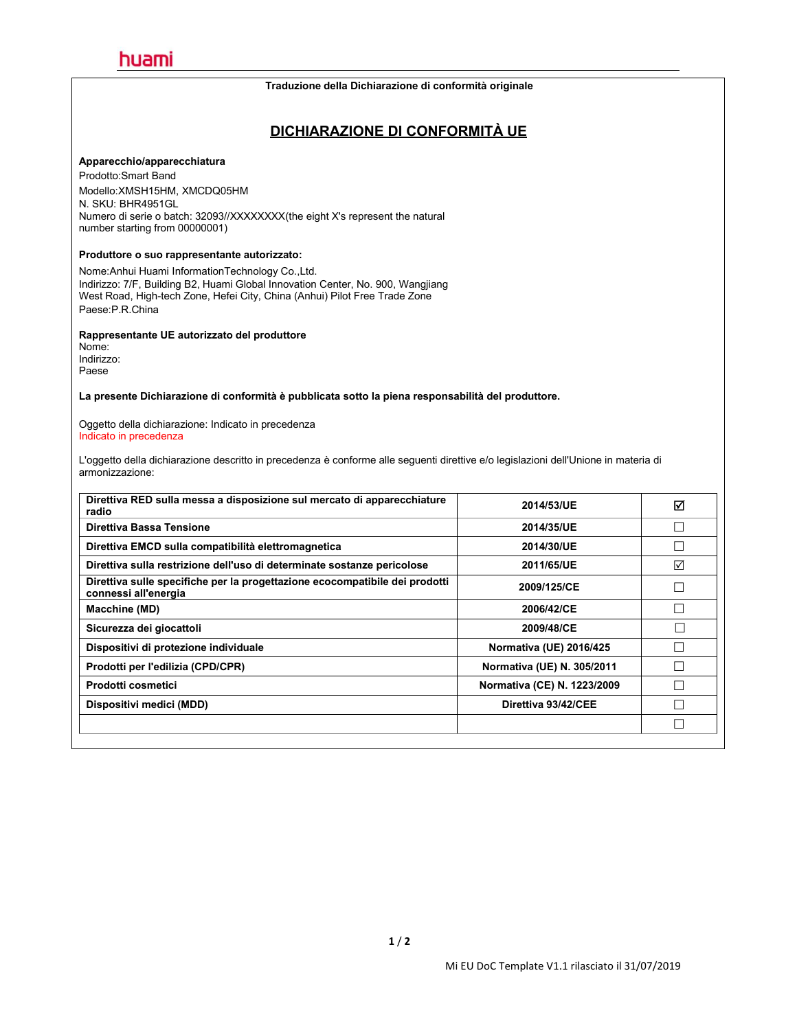**huami**

**Traduzione della Dichiarazione di conformità originale**

# DICHIARAZIONE DI CONFORMITÀ UE

**Apparecchio/apparecchiatura**

Prodotto:Smart Band
Modello:XMSH15HM, XMCDQ05HM
N. SKU: BHR4951GL
Numero di serie o batch: 32093//XXXXXXXX(the eight X's represent the natural number starting from 00000001)

**Produttore o suo rappresentante autorizzato:**

Nome:Anhui Huami InformationTechnology Co.,Ltd.
Indirizzo: 7/F, Building B2, Huami Global Innovation Center, No. 900, Wangjiang West Road, High-tech Zone, Hefei City, China (Anhui) Pilot Free Trade Zone
Paese:P.R.China

**Rappresentante UE autorizzato del produttore**
Nome:
Indirizzo:
Paese

**La presente Dichiarazione di conformità è pubblicata sotto la piena responsabilità del produttore.**

Oggetto della dichiarazione: Indicato in precedenza
Indicato in precedenza

L'oggetto della dichiarazione descritto in precedenza è conforme alle seguenti direttive e/o legislazioni dell'Unione in materia di armonizzazione:

| | | |
|---|---|---|
| **Direttiva RED sulla messa a disposizione sul mercato di apparecchiature radio** | **2014/53/UE** | ☑ |
| **Direttiva Bassa Tensione** | **2014/35/UE** | ☐ |
| **Direttiva EMCD sulla compatibilità elettromagnetica** | **2014/30/UE** | ☐ |
| **Direttiva sulla restrizione dell'uso di determinate sostanze pericolose** | **2011/65/UE** | ☑ |
| **Direttiva sulle specifiche per la progettazione ecocompatibile dei prodotti connessi all'energia** | **2009/125/CE** | ☐ |
| **Macchine (MD)** | **2006/42/CE** | ☐ |
| **Sicurezza dei giocattoli** | **2009/48/CE** | ☐ |
| **Dispositivi di protezione individuale** | **Normativa (UE) 2016/425** | ☐ |
| **Prodotti per l'edilizia (CPD/CPR)** | **Normativa (UE) N. 305/2011** | ☐ |
| **Prodotti cosmetici** | **Normativa (CE) N. 1223/2009** | ☐ |
| **Dispositivi medici (MDD)** | **Direttiva 93/42/CEE** | ☐ |
| | | ☐ |

Mi EU DoC Template V1.1 rilasciato il 31/07/2019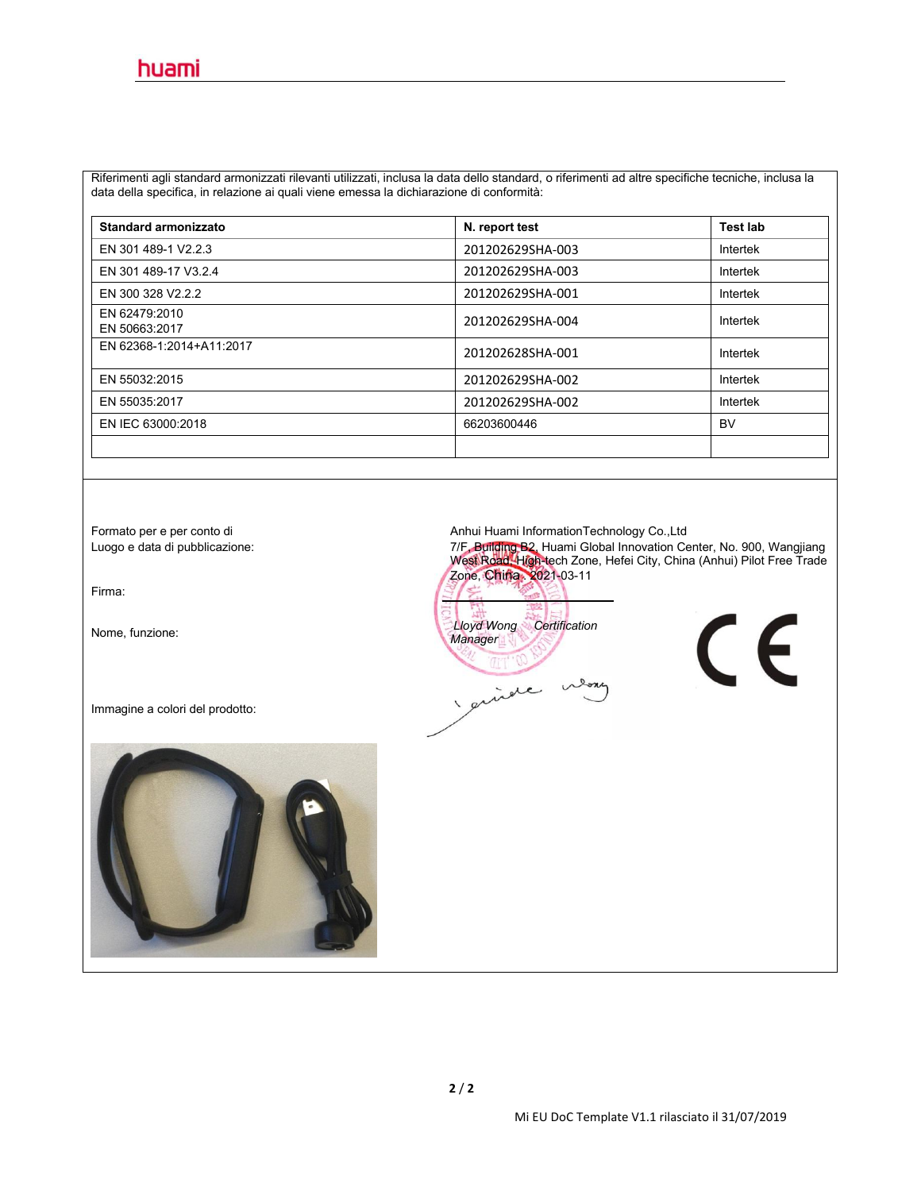Riferimenti agli standard armonizzati rilevanti utilizzati, inclusa la data dello standard, o riferimenti ad altre specifiche tecniche, inclusa la data della specifica, in relazione ai quali viene emessa la dichiarazione di conformità:

| Standard armonizzato | N. report test | Test lab |
|---|---|---|
| EN 301 489-1 V2.2.3 | 201202629SHA-003 | Intertek |
| EN 301 489-17 V3.2.4 | 201202629SHA-003 | Intertek |
| EN 300 328 V2.2.2 | 201202629SHA-001 | Intertek |
| EN 62479:2010<br>EN 50663:2017 | 201202629SHA-004 | Intertek |
| EN 62368-1:2014+A11:2017 | 201202628SHA-001 | Intertek |
| EN 55032:2015 | 201202629SHA-002 | Intertek |
| EN 55035:2017 | 201202629SHA-002 | Intertek |
| EN IEC 63000:2018 | 66203600446 | BV |
| | | |

Formato per e per conto di: Anhui Huami InformationTechnology Co.,Ltd

Luogo e data di pubblicazione: 7/F, Building B2, Huami Global Innovation Center, No. 900, Wangjiang West Road, High-tech Zone, Hefei City, China (Anhui) Pilot Free Trade Zone, China, 2021-03-11

Firma:

Nome, funzione: *Lloyd Wong Certification Manager*

Immagine a colori del prodotto: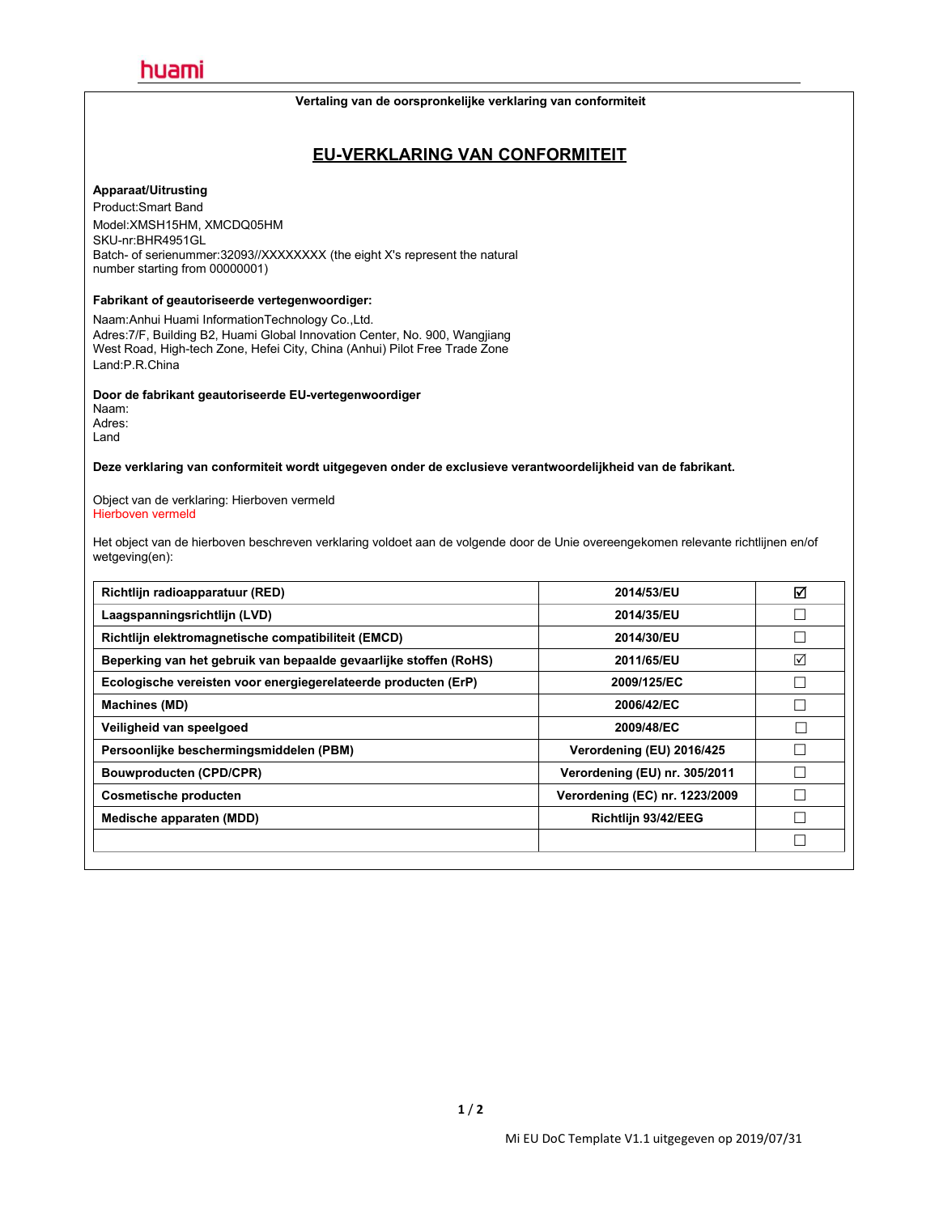huami

Vertaling van de oorspronkelijke verklaring van conformiteit

# EU-VERKLARING VAN CONFORMITEIT

**Apparaat/Uitrusting**

Product:Smart Band
Model:XMSH15HM, XMCDQ05HM
SKU-nr:BHR4951GL
Batch- of serienummer:32093//XXXXXXXX (the eight X's represent the natural number starting from 00000001)

**Fabrikant of geautoriseerde vertegenwoordiger:**

Naam:Anhui Huami InformationTechnology Co.,Ltd.
Adres:7/F, Building B2, Huami Global Innovation Center, No. 900, Wangjiang West Road, High-tech Zone, Hefei City, China (Anhui) Pilot Free Trade Zone
Land:P.R.China

**Door de fabrikant geautoriseerde EU-vertegenwoordiger**
Naam:
Adres:
Land

**Deze verklaring van conformiteit wordt uitgegeven onder de exclusieve verantwoordelijkheid van de fabrikant.**

Object van de verklaring: Hierboven vermeld
Hierboven vermeld

Het object van de hierboven beschreven verklaring voldoet aan de volgende door de Unie overeengekomen relevante richtlijnen en/of wetgeving(en):

| | | |
|---|---|---|
| **Richtlijn radioapparatuur (RED)** | **2014/53/EU** | ☑ |
| **Laagspanningsrichtlijn (LVD)** | **2014/35/EU** | ☐ |
| **Richtlijn elektromagnetische compatibiliteit (EMCD)** | **2014/30/EU** | ☐ |
| **Beperking van het gebruik van bepaalde gevaarlijke stoffen (RoHS)** | **2011/65/EU** | ☑ |
| **Ecologische vereisten voor energiegerelateerde producten (ErP)** | **2009/125/EC** | ☐ |
| **Machines (MD)** | **2006/42/EC** | ☐ |
| **Veiligheid van speelgoed** | **2009/48/EC** | ☐ |
| **Persoonlijke beschermingsmiddelen (PBM)** | **Verordening (EU) 2016/425** | ☐ |
| **Bouwproducten (CPD/CPR)** | **Verordening (EU) nr. 305/2011** | ☐ |
| **Cosmetische producten** | **Verordening (EC) nr. 1223/2009** | ☐ |
| **Medische apparaten (MDD)** | **Richtlijn 93/42/EEG** | ☐ |
| | | ☐ |

Mi EU DoC Template V1.1 uitgegeven op 2019/07/31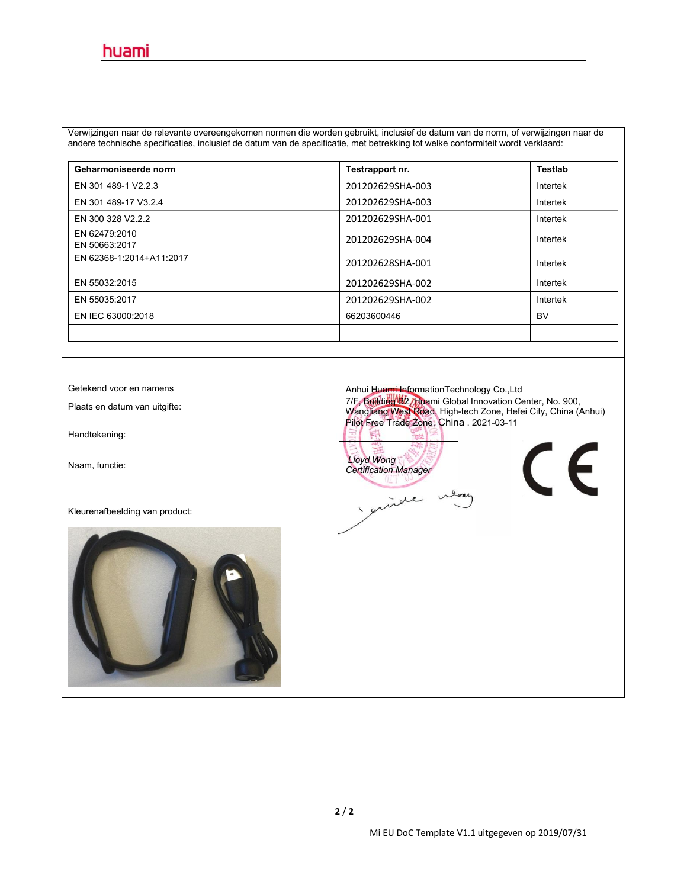Verwijzingen naar de relevante overeengekomen normen die worden gebruikt, inclusief de datum van de norm, of verwijzingen naar de andere technische specificaties, inclusief de datum van de specificatie, met betrekking tot welke conformiteit wordt verklaard:

| Geharmoniseerde norm | Testrapport nr. | Testlab |
|---|---|---|
| EN 301 489-1 V2.2.3 | 201202629SHA-003 | Intertek |
| EN 301 489-17 V3.2.4 | 201202629SHA-003 | Intertek |
| EN 300 328 V2.2.2 | 201202629SHA-001 | Intertek |
| EN 62479:2010<br>EN 50663:2017 | 201202629SHA-004 | Intertek |
| EN 62368-1:2014+A11:2017 | 201202628SHA-001 | Intertek |
| EN 55032:2015 | 201202629SHA-002 | Intertek |
| EN 55035:2017 | 201202629SHA-002 | Intertek |
| EN IEC 63000:2018 | 66203600446 | BV |
| | | |

Getekend voor en namens: Anhui Huami InformationTechnology Co.,Ltd

Plaats en datum van uitgifte: 7/F, Building B2, Huami Global Innovation Center, No. 900, Wangjiang West Road, High-tech Zone, Hefei City, China (Anhui) Pilot Free Trade Zone, China . 2021-03-11

Handtekening:

Naam, functie: *Lloyd Wong*
*Certification Manager*

Kleurenafbeelding van product:

Mi EU DoC Template V1.1 uitgegeven op 2019/07/31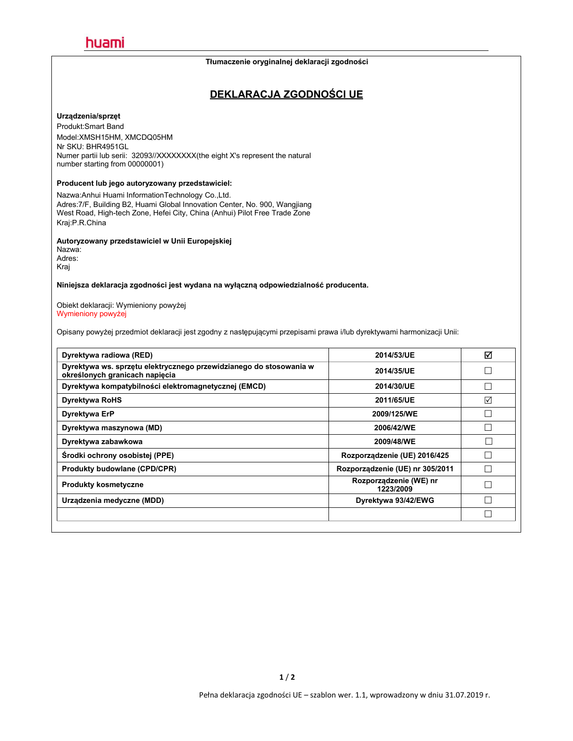huami

Tłumaczenie oryginalnej deklaracji zgodności

# DEKLARACJA ZGODNOŚCI UE

**Urządzenia/sprzęt**

Produkt:Smart Band

Model:XMSH15HM, XMCDQ05HM

Nr SKU: BHR4951GL

Numer partii lub serii: 32093//XXXXXXXX(the eight X's represent the natural number starting from 00000001)

**Producent lub jego autoryzowany przedstawiciel:**

Nazwa:Anhui Huami InformationTechnology Co.,Ltd.

Adres:7/F, Building B2, Huami Global Innovation Center, No. 900, Wangjiang West Road, High-tech Zone, Hefei City, China (Anhui) Pilot Free Trade Zone

Kraj:P.R.China

**Autoryzowany przedstawiciel w Unii Europejskiej**

Nazwa:

Adres:

Kraj

**Niniejsza deklaracja zgodności jest wydana na wyłączną odpowiedzialność producenta.**

Obiekt deklaracji: Wymieniony powyżej

Wymieniony powyżej

Opisany powyżej przedmiot deklaracji jest zgodny z następującymi przepisami prawa i/lub dyrektywami harmonizacji Unii:

| | | |
|---|---|---|
| **Dyrektywa radiowa (RED)** | **2014/53/UE** | ☑ |
| **Dyrektywa ws. sprzętu elektrycznego przewidzianego do stosowania w określonych granicach napięcia** | **2014/35/UE** | ☐ |
| **Dyrektywa kompatybilności elektromagnetycznej (EMCD)** | **2014/30/UE** | ☐ |
| **Dyrektywa RoHS** | **2011/65/UE** | ☑ |
| **Dyrektywa ErP** | **2009/125/WE** | ☐ |
| **Dyrektywa maszynowa (MD)** | **2006/42/WE** | ☐ |
| **Dyrektywa zabawkowa** | **2009/48/WE** | ☐ |
| **Środki ochrony osobistej (PPE)** | **Rozporządzenie (UE) 2016/425** | ☐ |
| **Produkty budowlane (CPD/CPR)** | **Rozporządzenie (UE) nr 305/2011** | ☐ |
| **Produkty kosmetyczne** | **Rozporządzenie (WE) nr 1223/2009** | ☐ |
| **Urządzenia medyczne (MDD)** | **Dyrektywa 93/42/EWG** | ☐ |
| | | ☐ |

Pełna deklaracja zgodności UE – szablon wer. 1.1, wprowadzony w dniu 31.07.2019 r.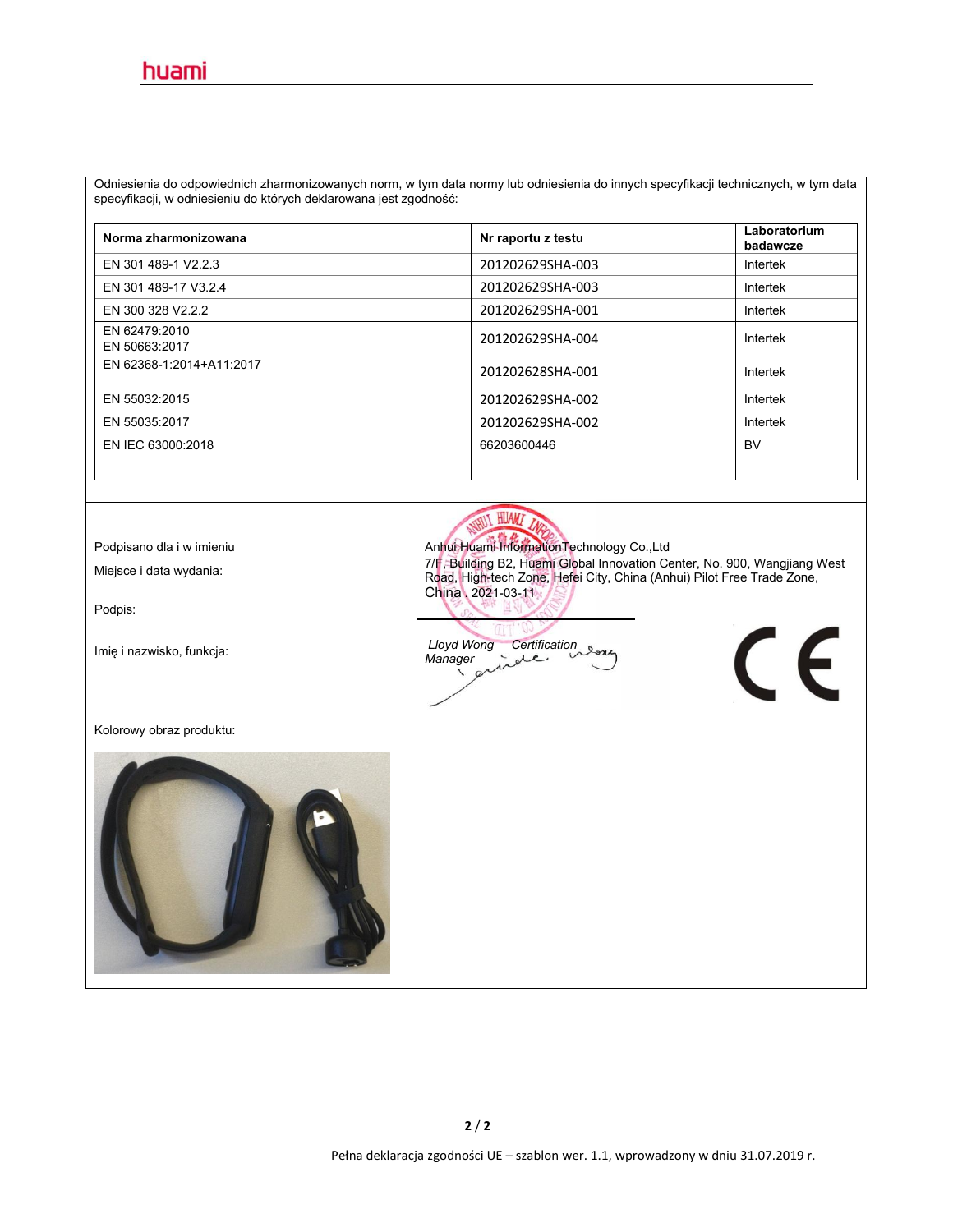Odniesienia do odpowiednich zharmonizowanych norm, w tym data normy lub odniesienia do innych specyfikacji technicznych, w tym data specyfikacji, w odniesieniu do których deklarowana jest zgodność:

| Norma zharmonizowana | Nr raportu z testu | Laboratorium badawcze |
|---|---|---|
| EN 301 489-1 V2.2.3 | 201202629SHA-003 | Intertek |
| EN 301 489-17 V3.2.4 | 201202629SHA-003 | Intertek |
| EN 300 328 V2.2.2 | 201202629SHA-001 | Intertek |
| EN 62479:2010<br>EN 50663:2017 | 201202629SHA-004 | Intertek |
| EN 62368-1:2014+A11:2017 | 201202628SHA-001 | Intertek |
| EN 55032:2015 | 201202629SHA-002 | Intertek |
| EN 55035:2017 | 201202629SHA-002 | Intertek |
| EN IEC 63000:2018 | 66203600446 | BV |
| | | |

Podpisano dla i w imieniu: Anhui Huami Information Technology Co.,Ltd

Miejsce i data wydania: 7/F, Building B2, Huami Global Innovation Center, No. 900, Wangjiang West Road, High-tech Zone, Hefei City, China (Anhui) Pilot Free Trade Zone, China . 2021-03-11

Podpis:

Imię i nazwisko, funkcja: *Lloyd Wong Certification Manager*

CE

Kolorowy obraz produktu: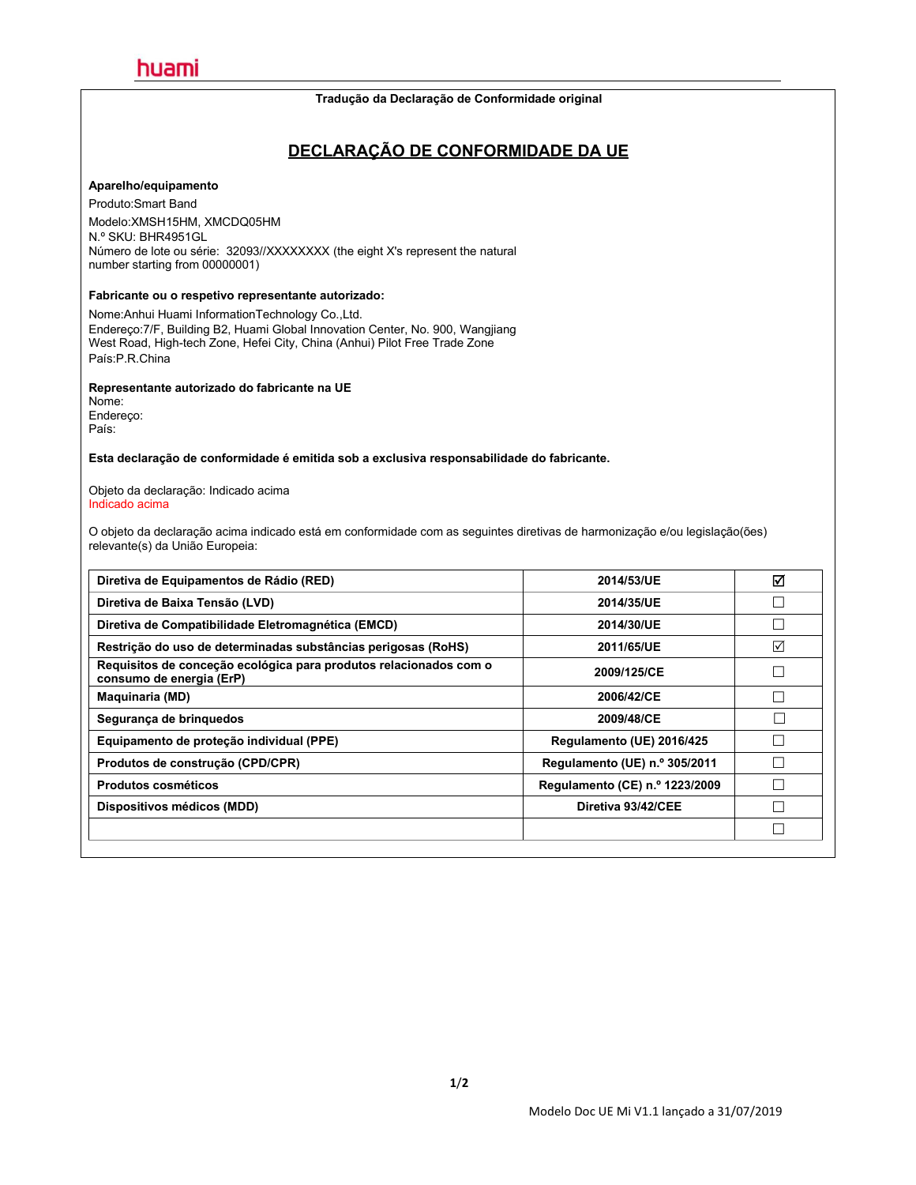huami

Tradução da Declaração de Conformidade original

## DECLARAÇÃO DE CONFORMIDADE DA UE

**Aparelho/equipamento**

Produto:Smart Band

Modelo:XMSH15HM, XMCDQ05HM
N.º SKU: BHR4951GL
Número de lote ou série: 32093//XXXXXXXX (the eight X's represent the natural number starting from 00000001)

**Fabricante ou o respetivo representante autorizado:**

Nome:Anhui Huami InformationTechnology Co.,Ltd.
Endereço:7/F, Building B2, Huami Global Innovation Center, No. 900, Wangjiang West Road, High-tech Zone, Hefei City, China (Anhui) Pilot Free Trade Zone
País:P.R.China

**Representante autorizado do fabricante na UE**
Nome:
Endereço:
País:

**Esta declaração de conformidade é emitida sob a exclusiva responsabilidade do fabricante.**

Objeto da declaração: Indicado acima
Indicado acima

O objeto da declaração acima indicado está em conformidade com as seguintes diretivas de harmonização e/ou legislação(ões) relevante(s) da União Europeia:

| | | |
|---|---|---|
| **Diretiva de Equipamentos de Rádio (RED)** | **2014/53/UE** | ☑ |
| **Diretiva de Baixa Tensão (LVD)** | **2014/35/UE** | ☐ |
| **Diretiva de Compatibilidade Eletromagnética (EMCD)** | **2014/30/UE** | ☐ |
| **Restrição do uso de determinadas substâncias perigosas (RoHS)** | **2011/65/UE** | ☑ |
| **Requisitos de conceção ecológica para produtos relacionados com o consumo de energia (ErP)** | **2009/125/CE** | ☐ |
| **Maquinaria (MD)** | **2006/42/CE** | ☐ |
| **Segurança de brinquedos** | **2009/48/CE** | ☐ |
| **Equipamento de proteção individual (PPE)** | **Regulamento (UE) 2016/425** | ☐ |
| **Produtos de construção (CPD/CPR)** | **Regulamento (UE) n.º 305/2011** | ☐ |
| **Produtos cosméticos** | **Regulamento (CE) n.º 1223/2009** | ☐ |
| **Dispositivos médicos (MDD)** | **Diretiva 93/42/CEE** | ☐ |
| | | ☐ |

Modelo Doc UE Mi V1.1 lançado a 31/07/2019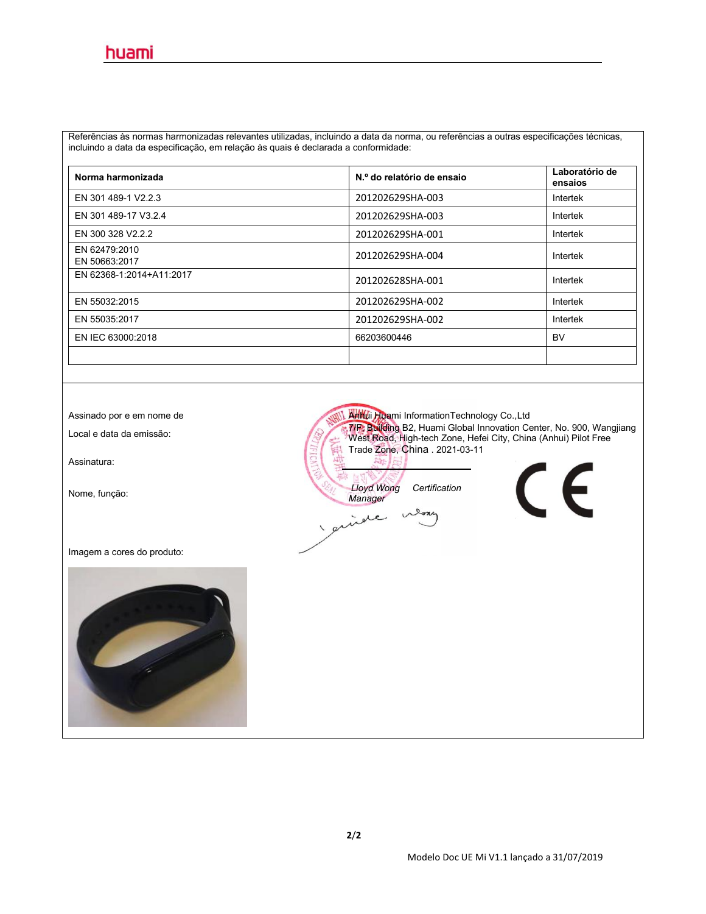Referências às normas harmonizadas relevantes utilizadas, incluindo a data da norma, ou referências a outras especificações técnicas, incluindo a data da especificação, em relação às quais é declarada a conformidade:

| **Norma harmonizada** | **N.º do relatório de ensaio** | **Laboratório de ensaios** |
|---|---|---|
| EN 301 489-1 V2.2.3 | 201202629SHA-003 | Intertek |
| EN 301 489-17 V3.2.4 | 201202629SHA-003 | Intertek |
| EN 300 328 V2.2.2 | 201202629SHA-001 | Intertek |
| EN 62479:2010<br>EN 50663:2017 | 201202629SHA-004 | Intertek |
| EN 62368-1:2014+A11:2017 | 201202628SHA-001 | Intertek |
| EN 55032:2015 | 201202629SHA-002 | Intertek |
| EN 55035:2017 | 201202629SHA-002 | Intertek |
| EN IEC 63000:2018 | 66203600446 | BV |
| | | |

Assinado por e em nome de: Anhui Huami InformationTechnology Co.,Ltd

Local e data da emissão: 7/F, Building B2, Huami Global Innovation Center, No. 900, Wangjiang West Road, High-tech Zone, Hefei City, China (Anhui) Pilot Free Trade Zone, China . 2021-03-11

Assinatura:

Nome, função: *Lloyd Wong Certification Manager*

CE

Imagem a cores do produto:

Modelo Doc UE Mi V1.1 lançado a 31/07/2019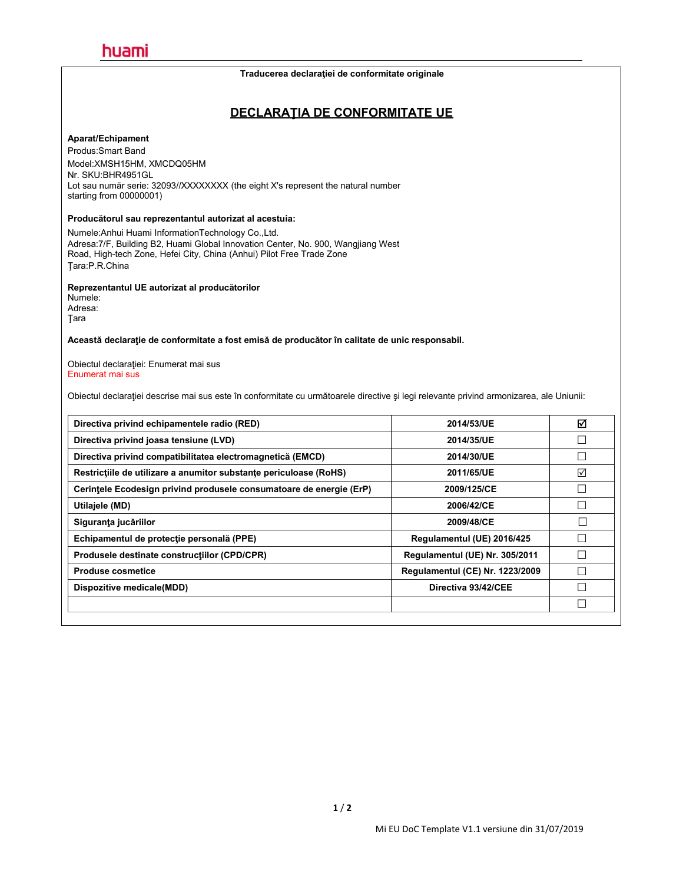huami

**Traducerea declaraţiei de conformitate originale**

# DECLARAŢIA DE CONFORMITATE UE

**Aparat/Echipament**

Produs:Smart Band
Model:XMSH15HM, XMCDQ05HM
Nr. SKU:BHR4951GL
Lot sau număr serie: 32093//XXXXXXXX (the eight X's represent the natural number starting from 00000001)

**Producătorul sau reprezentantul autorizat al acestuia:**

Numele:Anhui Huami InformationTechnology Co.,Ltd.
Adresa:7/F, Building B2, Huami Global Innovation Center, No. 900, Wangjiang West Road, High-tech Zone, Hefei City, China (Anhui) Pilot Free Trade Zone
Ţara:P.R.China

**Reprezentantul UE autorizat al producătorilor**
Numele:
Adresa:
Ţara

**Această declaraţie de conformitate a fost emisă de producător în calitate de unic responsabil.**

Obiectul declaraţiei: Enumerat mai sus
Enumerat mai sus

Obiectul declaraţiei descrise mai sus este în conformitate cu următoarele directive şi legi relevante privind armonizarea, ale Uniunii:

| | | |
|---|---|---|
| **Directiva privind echipamentele radio (RED)** | **2014/53/UE** | ☑ |
| **Directiva privind joasa tensiune (LVD)** | **2014/35/UE** | ☐ |
| **Directiva privind compatibilitatea electromagnetică (EMCD)** | **2014/30/UE** | ☐ |
| **Restricţiile de utilizare a anumitor substanţe periculoase (RoHS)** | **2011/65/UE** | ☑ |
| **Cerinţele Ecodesign privind produsele consumatoare de energie (ErP)** | **2009/125/CE** | ☐ |
| **Utilajele (MD)** | **2006/42/CE** | ☐ |
| **Siguranţa jucăriilor** | **2009/48/CE** | ☐ |
| **Echipamentul de protecţie personală (PPE)** | **Regulamentul (UE) 2016/425** | ☐ |
| **Produsele destinate construcţiilor (CPD/CPR)** | **Regulamentul (UE) Nr. 305/2011** | ☐ |
| **Produse cosmetice** | **Regulamentul (CE) Nr. 1223/2009** | ☐ |
| **Dispozitive medicale(MDD)** | **Directiva 93/42/CEE** | ☐ |
| | | ☐ |

Mi EU DoC Template V1.1 versiune din 31/07/2019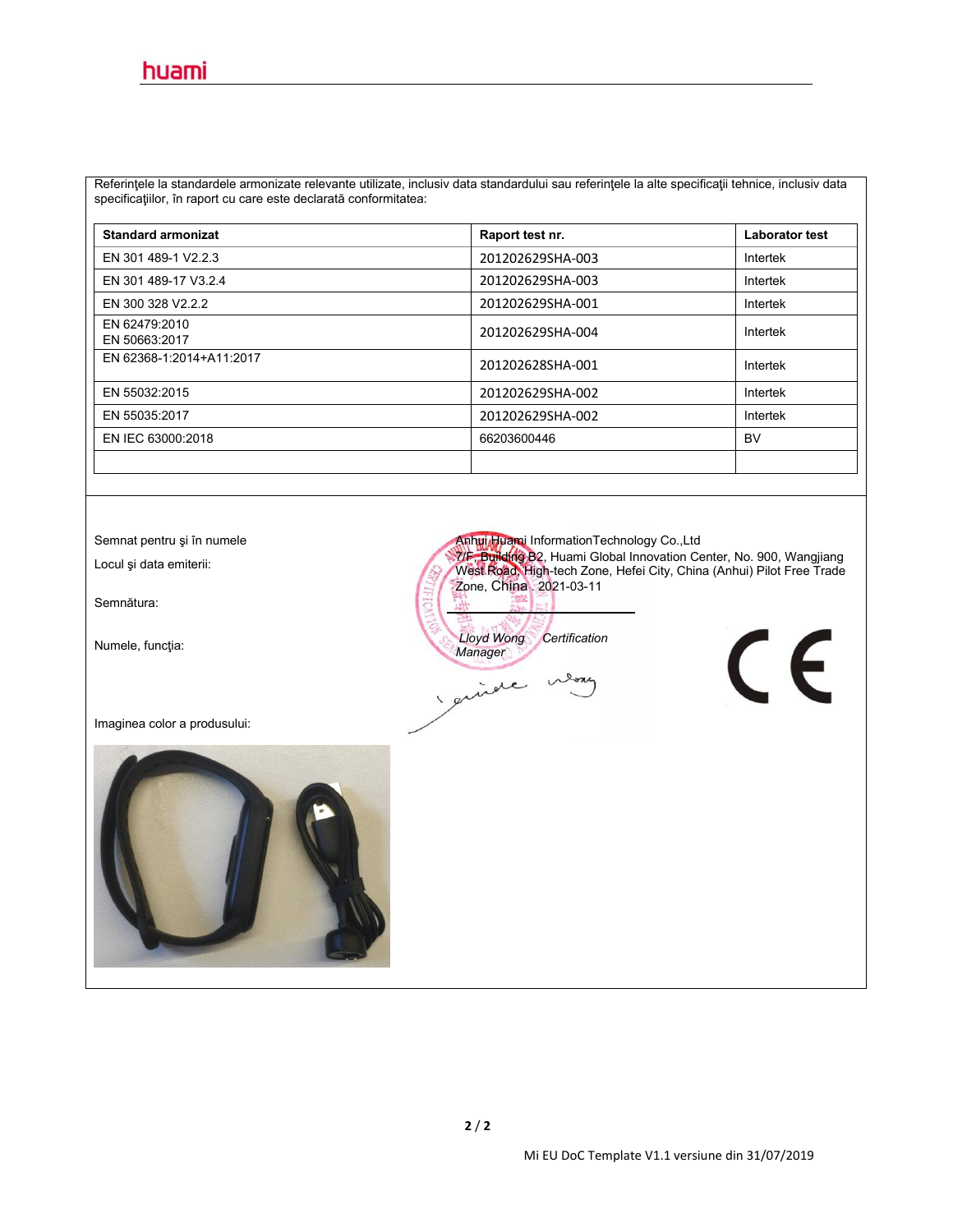Referinţele la standardele armonizate relevante utilizate, inclusiv data standardului sau referinţele la alte specificaţii tehnice, inclusiv data specificaţiilor, în raport cu care este declarată conformitatea:

| Standard armonizat | Raport test nr. | Laborator test |
|---|---|---|
| EN 301 489-1 V2.2.3 | 201202629SHA-003 | Intertek |
| EN 301 489-17 V3.2.4 | 201202629SHA-003 | Intertek |
| EN 300 328 V2.2.2 | 201202629SHA-001 | Intertek |
| EN 62479:2010<br>EN 50663:2017 | 201202629SHA-004 | Intertek |
| EN 62368-1:2014+A11:2017 | 201202628SHA-001 | Intertek |
| EN 55032:2015 | 201202629SHA-002 | Intertek |
| EN 55035:2017 | 201202629SHA-002 | Intertek |
| EN IEC 63000:2018 | 66203600446 | BV |
| | | |

Semnat pentru şi în numele: Anhui Huami InformationTechnology Co.,Ltd

Locul şi data emiterii: 7/F, Building B2, Huami Global Innovation Center, No. 900, Wangjiang West Road, High-tech Zone, Hefei City, China (Anhui) Pilot Free Trade Zone, China . 2021-03-11

Semnătura:

Numele, funcţia: *Lloyd Wong Certification Manager*

CE

Imaginea color a produsului: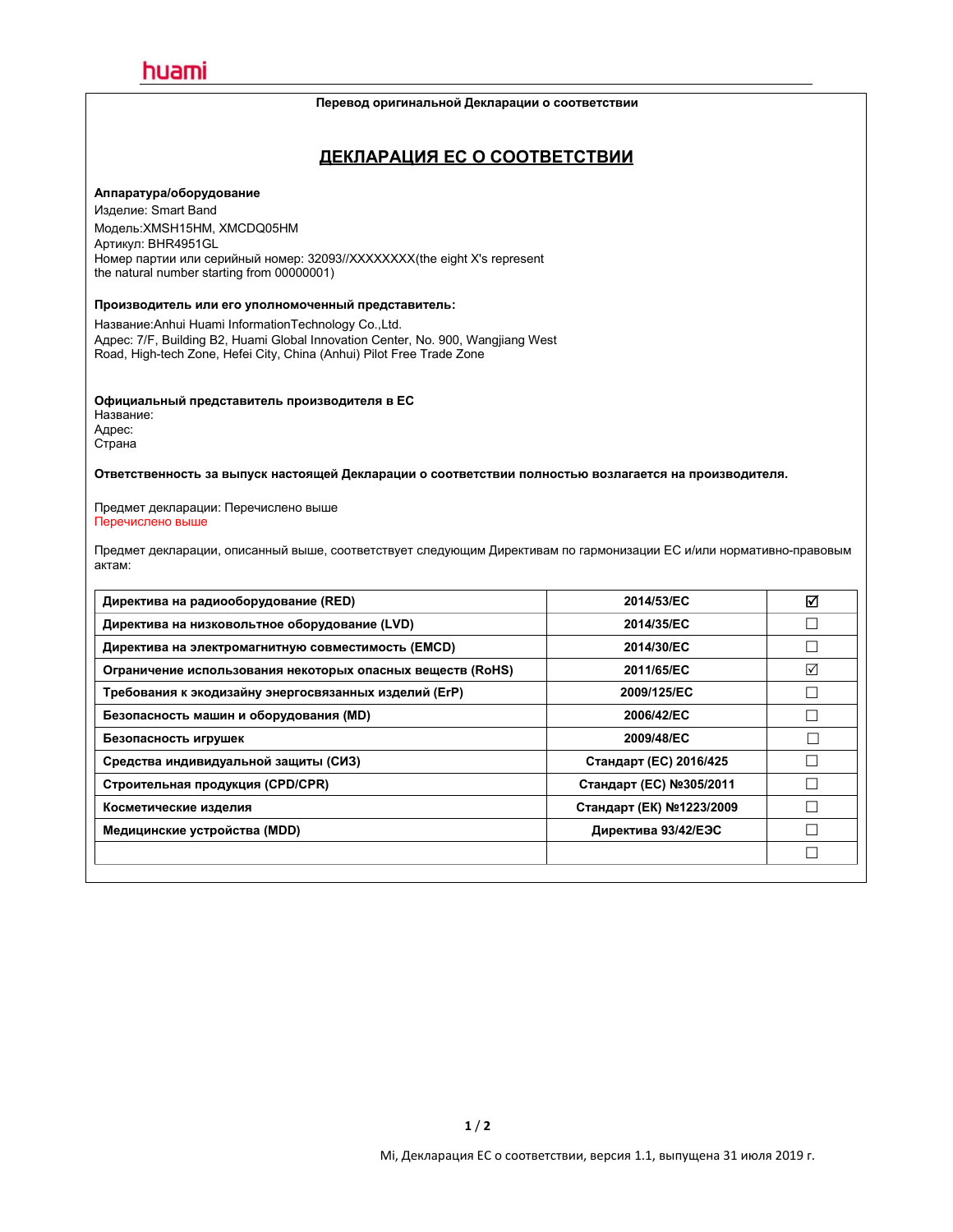huami

**Перевод оригинальной Декларации о соответствии**

# ДЕКЛАРАЦИЯ ЕС О СООТВЕТСТВИИ

**Аппаратура/оборудование**

Изделие: Smart Band
Модель:XMSH15HM, XMCDQ05HM
Артикул: BHR4951GL
Номер партии или серийный номер: 32093//XXXXXXXX(the eight X's represent the natural number starting from 00000001)

**Производитель или его уполномоченный представитель:**

Название:Anhui Huami InformationTechnology Co.,Ltd.
Адрес: 7/F, Building B2, Huami Global Innovation Center, No. 900, Wangjiang West Road, High-tech Zone, Hefei City, China (Anhui) Pilot Free Trade Zone

**Официальный представитель производителя в ЕС**
Название:
Адрес:
Страна

**Ответственность за выпуск настоящей Декларации о соответствии полностью возлагается на производителя.**

Предмет декларации: Перечислено выше
Перечислено выше

Предмет декларации, описанный выше, соответствует следующим Директивам по гармонизации ЕС и/или нормативно-правовым актам:

| Директива | Номер | |
|---|---|---|
| **Директива на радиооборудование (RED)** | **2014/53/EC** | ☑ |
| **Директива на низковольтное оборудование (LVD)** | **2014/35/EC** | ☐ |
| **Директива на электромагнитную совместимость (EMCD)** | **2014/30/EC** | ☐ |
| **Ограничение использования некоторых опасных веществ (RoHS)** | **2011/65/EC** | ☑ |
| **Требования к экодизайну энергосвязанных изделий (ErP)** | **2009/125/EC** | ☐ |
| **Безопасность машин и оборудования (MD)** | **2006/42/EC** | ☐ |
| **Безопасность игрушек** | **2009/48/EC** | ☐ |
| **Средства индивидуальной защиты (СИЗ)** | **Стандарт (EC) 2016/425** | ☐ |
| **Строительная продукция (CPD/CPR)** | **Стандарт (EC) №305/2011** | ☐ |
| **Косметические изделия** | **Стандарт (ЕК) №1223/2009** | ☐ |
| **Медицинские устройства (MDD)** | **Директива 93/42/ЕЭС** | ☐ |
| | | ☐ |

Mi, Декларация ЕС о соответствии, версия 1.1, выпущена 31 июля 2019 г.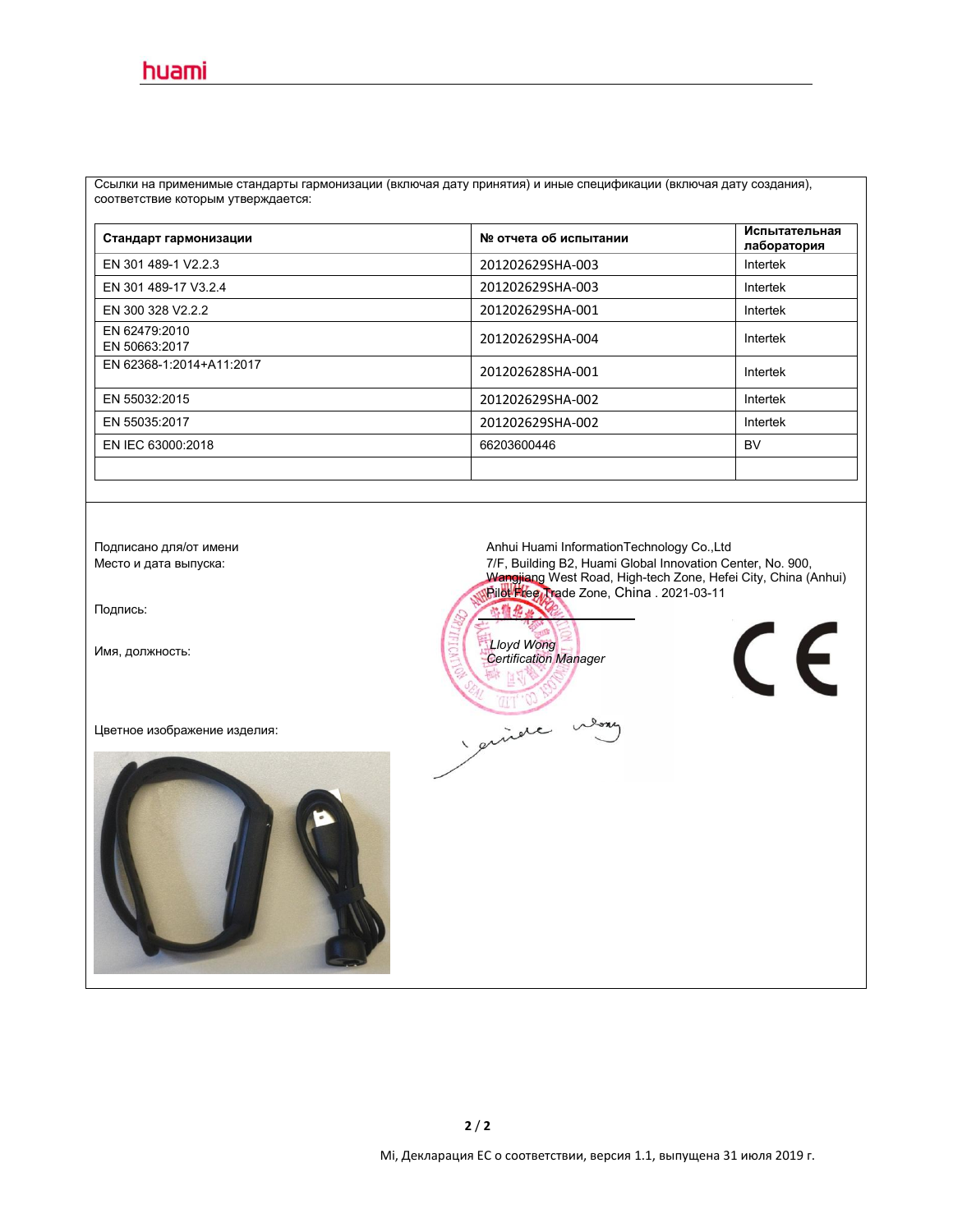Ссылки на применимые стандарты гармонизации (включая дату принятия) и иные спецификации (включая дату создания), соответствие которым утверждается:

| Стандарт гармонизации | № отчета об испытании | Испытательная лаборатория |
|---|---|---|
| EN 301 489-1 V2.2.3 | 201202629SHA-003 | Intertek |
| EN 301 489-17 V3.2.4 | 201202629SHA-003 | Intertek |
| EN 300 328 V2.2.2 | 201202629SHA-001 | Intertek |
| EN 62479:2010<br>EN 50663:2017 | 201202629SHA-004 | Intertek |
| EN 62368-1:2014+A11:2017 | 201202628SHA-001 | Intertek |
| EN 55032:2015 | 201202629SHA-002 | Intertek |
| EN 55035:2017 | 201202629SHA-002 | Intertek |
| EN IEC 63000:2018 | 66203600446 | BV |
| | | |

Подписано для/от имени: Anhui Huami InformationTechnology Co.,Ltd

Место и дата выпуска: 7/F, Building B2, Huami Global Innovation Center, No. 900, Wangjiang West Road, High-tech Zone, Hefei City, China (Anhui) Pilot Free Trade Zone, China . 2021-03-11

Подпись:

Имя, должность: *Lloyd Wong*
*Certification Manager*

Цветное изображение изделия:

Mi, Декларация ЕС о соответствии, версия 1.1, выпущена 31 июля 2019 г.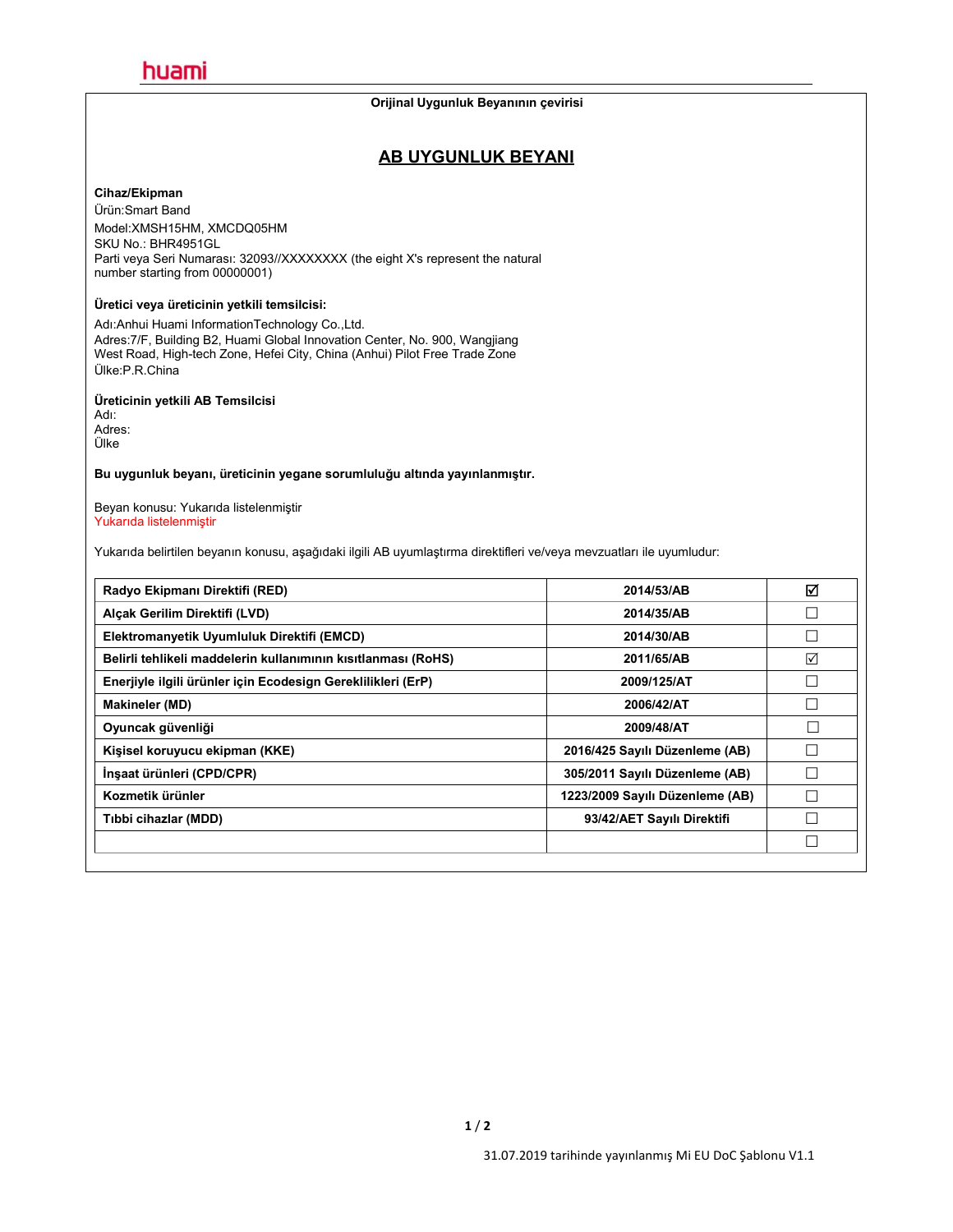huami

**Orijinal Uygunluk Beyanının çevirisi**

## AB UYGUNLUK BEYANI

**Cihaz/Ekipman**

Ürün:Smart Band
Model:XMSH15HM, XMCDQ05HM
SKU No.: BHR4951GL
Parti veya Seri Numarası: 32093//XXXXXXXX (the eight X's represent the natural number starting from 00000001)

**Üretici veya üreticinin yetkili temsilcisi:**

Adı:Anhui Huami InformationTechnology Co.,Ltd.
Adres:7/F, Building B2, Huami Global Innovation Center, No. 900, Wangjiang West Road, High-tech Zone, Hefei City, China (Anhui) Pilot Free Trade Zone
Ülke:P.R.China

**Üreticinin yetkili AB Temsilcisi**
Adı:
Adres:
Ülke

**Bu uygunluk beyanı, üreticinin yegane sorumluluğu altında yayınlanmıştır.**

Beyan konusu: Yukarıda listelenmiştir
Yukarıda listelenmiştir

Yukarıda belirtilen beyanın konusu, aşağıdaki ilgili AB uyumlaştırma direktifleri ve/veya mevzuatları ile uyumludur:

| Direktif | Numara | |
|---|---|---|
| **Radyo Ekipmanı Direktifi (RED)** | **2014/53/AB** | ☑ |
| **Alçak Gerilim Direktifi (LVD)** | **2014/35/AB** | ☐ |
| **Elektromanyetik Uyumluluk Direktifi (EMCD)** | **2014/30/AB** | ☐ |
| **Belirli tehlikeli maddelerin kullanımının kısıtlanması (RoHS)** | **2011/65/AB** | ☑ |
| **Enerjiyle ilgili ürünler için Ecodesign Gereklilikleri (ErP)** | **2009/125/AT** | ☐ |
| **Makineler (MD)** | **2006/42/AT** | ☐ |
| **Oyuncak güvenliği** | **2009/48/AT** | ☐ |
| **Kişisel koruyucu ekipman (KKE)** | **2016/425 Sayılı Düzenleme (AB)** | ☐ |
| **İnşaat ürünleri (CPD/CPR)** | **305/2011 Sayılı Düzenleme (AB)** | ☐ |
| **Kozmetik ürünler** | **1223/2009 Sayılı Düzenleme (AB)** | ☐ |
| **Tıbbi cihazlar (MDD)** | **93/42/AET Sayılı Direktifi** | ☐ |
| | | ☐ |

31.07.2019 tarihinde yayınlanmış Mi EU DoC Şablonu V1.1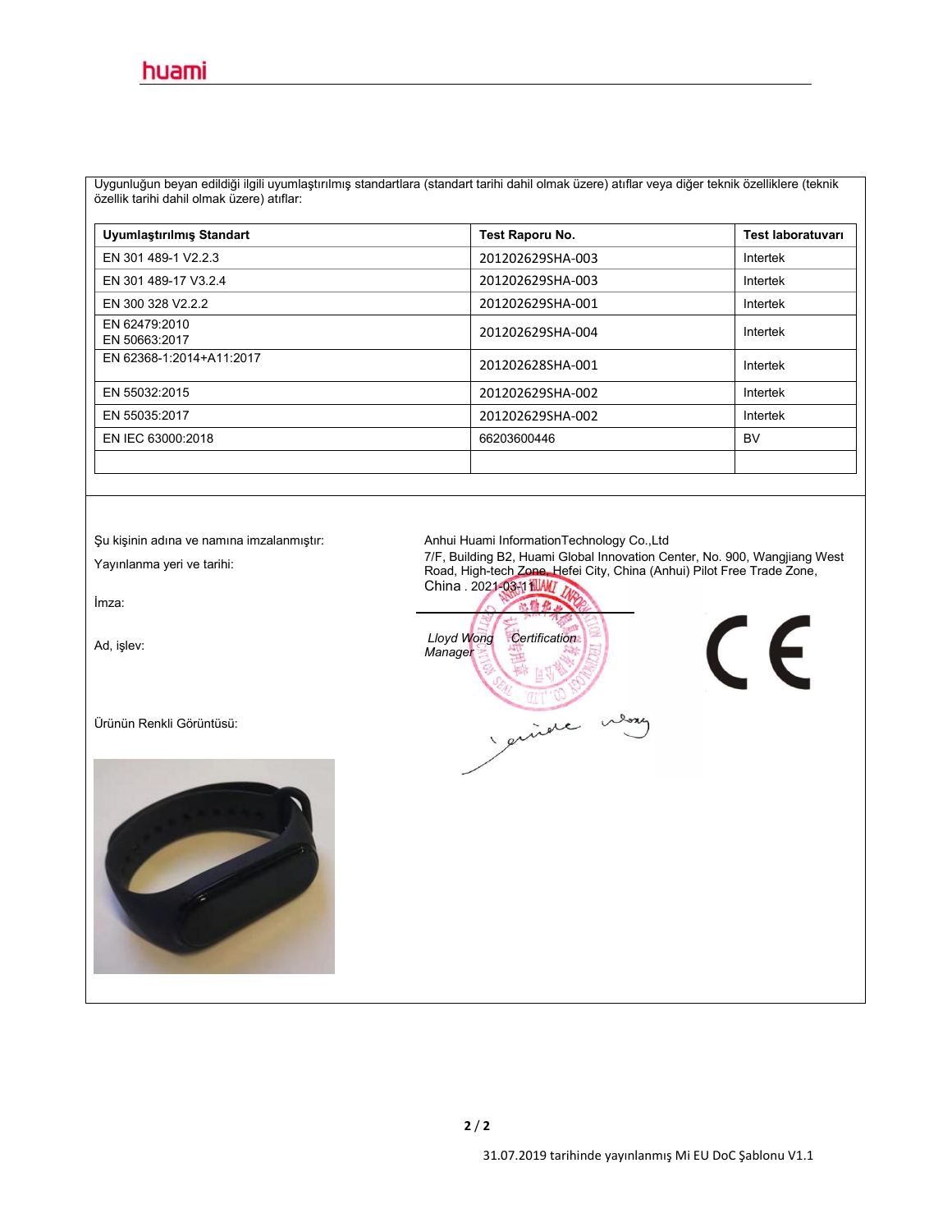Uygunluğun beyan edildiği ilgili uyumlaştırılmış standartlara (standart tarihi dahil olmak üzere) atıflar veya diğer teknik özelliklere (teknik özellik tarihi dahil olmak üzere) atıflar:

| Uyumlaştırılmış Standart | Test Raporu No. | Test laboratuvarı |
|---|---|---|
| EN 301 489-1 V2.2.3 | 201202629SHA-003 | Intertek |
| EN 301 489-17 V3.2.4 | 201202629SHA-003 | Intertek |
| EN 300 328 V2.2.2 | 201202629SHA-001 | Intertek |
| EN 62479:2010<br>EN 50663:2017 | 201202629SHA-004 | Intertek |
| EN 62368-1:2014+A11:2017 | 201202628SHA-001 | Intertek |
| EN 55032:2015 | 201202629SHA-002 | Intertek |
| EN 55035:2017 | 201202629SHA-002 | Intertek |
| EN IEC 63000:2018 | 66203600446 | BV |
| | | |

Şu kişinin adına ve namına imzalanmıştır: Anhui Huami InformationTechnology Co.,Ltd

Yayınlanma yeri ve tarihi: 7/F, Building B2, Huami Global Innovation Center, No. 900, Wangjiang West Road, High-tech Zone, Hefei City, China (Anhui) Pilot Free Trade Zone, China . 2021-03-11

İmza:

Ad, işlev: *Lloyd Wong Certification Manager*

Ürünün Renkli Görüntüsü:

31.07.2019 tarihinde yayınlanmış Mi EU DoC Şablonu V1.1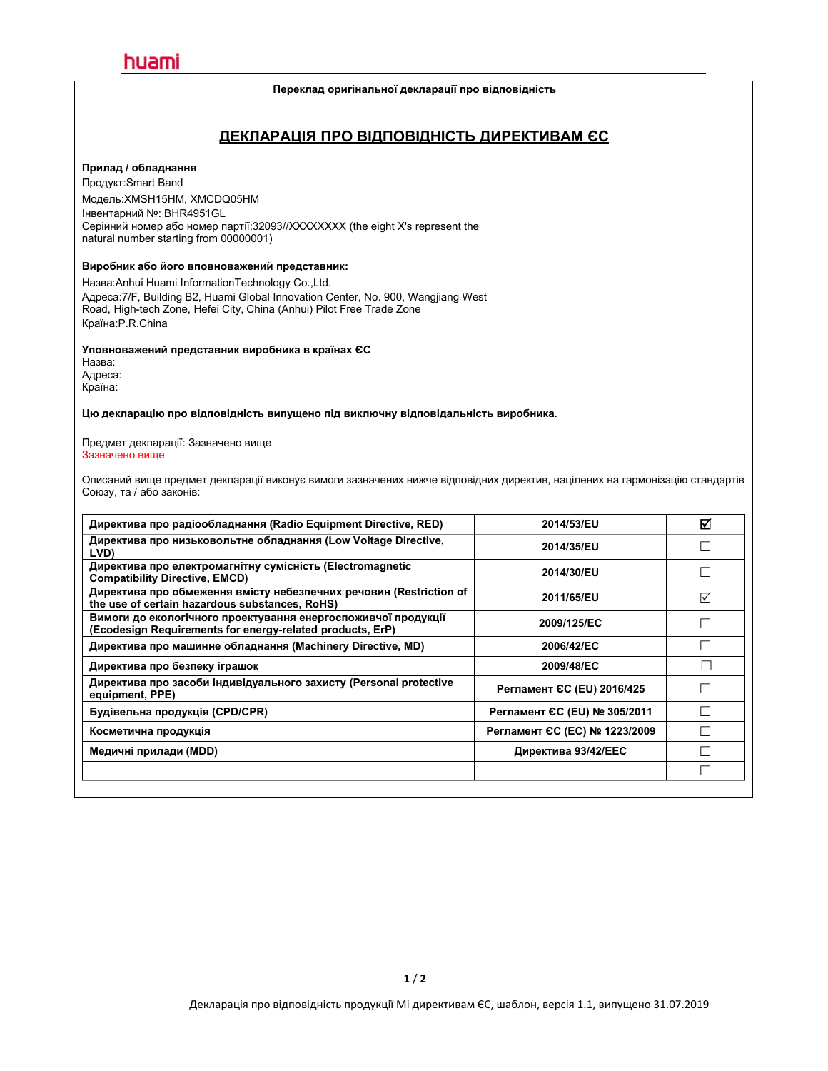**Переклад оригінальної декларації про відповідність**

# ДЕКЛАРАЦІЯ ПРО ВІДПОВІДНІСТЬ ДИРЕКТИВАМ ЄС

**Прилад / обладнання**

Продукт:Smart Band
Модель:XMSH15HM, XMCDQ05HM
Інвентарний №: BHR4951GL
Серійний номер або номер партії:32093//XXXXXXXX (the eight X's represent the natural number starting from 00000001)

**Виробник або його вповноважений представник:**

Назва:Anhui Huami InformationTechnology Co.,Ltd.
Адреса:7/F, Building B2, Huami Global Innovation Center, No. 900, Wangjiang West Road, High-tech Zone, Hefei City, China (Anhui) Pilot Free Trade Zone
Країна:P.R.China

**Уповноважений представник виробника в країнах ЄС**
Назва:
Адреса:
Країна:

**Цю декларацію про відповідність випущено під виключну відповідальність виробника.**

Предмет декларації: Зазначено вище
Зазначено вище

Описаний вище предмет декларації виконує вимоги зазначених нижче відповідних директив, націлених на гармонізацію стандартів Союзу, та / або законів:

| Директива | Номер | |
|---|---|---|
| **Директива про радіообладнання (Radio Equipment Directive, RED)** | **2014/53/EU** | ☑ |
| **Директива про низьковольтне обладнання (Low Voltage Directive, LVD)** | **2014/35/EU** | ☐ |
| **Директива про електромагнітну сумісність (Electromagnetic Compatibility Directive, EMCD)** | **2014/30/EU** | ☐ |
| **Директива про обмеження вмісту небезпечних речовин (Restriction of the use of certain hazardous substances, RoHS)** | **2011/65/EU** | ☑ |
| **Вимоги до екологічного проектування енергоспоживчої продукції (Ecodesign Requirements for energy-related products, ErP)** | **2009/125/EC** | ☐ |
| **Директива про машинне обладнання (Machinery Directive, MD)** | **2006/42/EC** | ☐ |
| **Директива про безпеку іграшок** | **2009/48/EC** | ☐ |
| **Директива про засоби індивідуального захисту (Personal protective equipment, PPE)** | **Регламент ЄС (EU) 2016/425** | ☐ |
| **Будівельна продукція (CPD/CPR)** | **Регламент ЄС (EU) № 305/2011** | ☐ |
| **Косметична продукція** | **Регламент ЄС (EC) № 1223/2009** | ☐ |
| **Медичні прилади (MDD)** | **Директива 93/42/EEC** | ☐ |
| | | ☐ |

Декларація про відповідність продукції Mi директивам ЄС, шаблон, версія 1.1, випущено 31.07.2019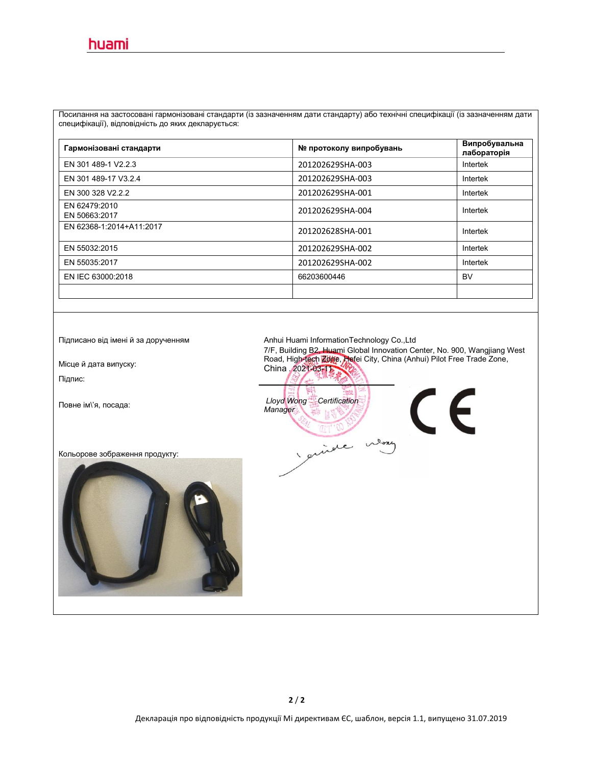Посилання на застосовані гармонізовані стандарти (із зазначенням дати стандарту) або технічні специфікації (із зазначенням дати специфікації), відповідність до яких декларується:

| Гармонізовані стандарти | № протоколу випробувань | Випробувальна лабораторія |
|---|---|---|
| EN 301 489-1 V2.2.3 | 201202629SHA-003 | Intertek |
| EN 301 489-17 V3.2.4 | 201202629SHA-003 | Intertek |
| EN 300 328 V2.2.2 | 201202629SHA-001 | Intertek |
| EN 62479:2010<br>EN 50663:2017 | 201202629SHA-004 | Intertek |
| EN 62368-1:2014+A11:2017 | 201202628SHA-001 | Intertek |
| EN 55032:2015 | 201202629SHA-002 | Intertek |
| EN 55035:2017 | 201202629SHA-002 | Intertek |
| EN IEC 63000:2018 | 66203600446 | BV |
| | | |

Підписано від імені й за дорученням: Anhui Huami InformationTechnology Co.,Ltd
7/F, Building B2, Huami Global Innovation Center, No. 900, Wangjiang West Road, High-tech Zone, Hefei City, China (Anhui) Pilot Free Trade Zone,

Місце й дата випуску: China . 2021-03-11

Підпис:

Повне ім\'я, посада: *Lloyd Wong Certification Manager*

Кольорове зображення продукту:

CE

Декларація про відповідність продукції Mi директивам ЄС, шаблон, версія 1.1, випущено 31.07.2019